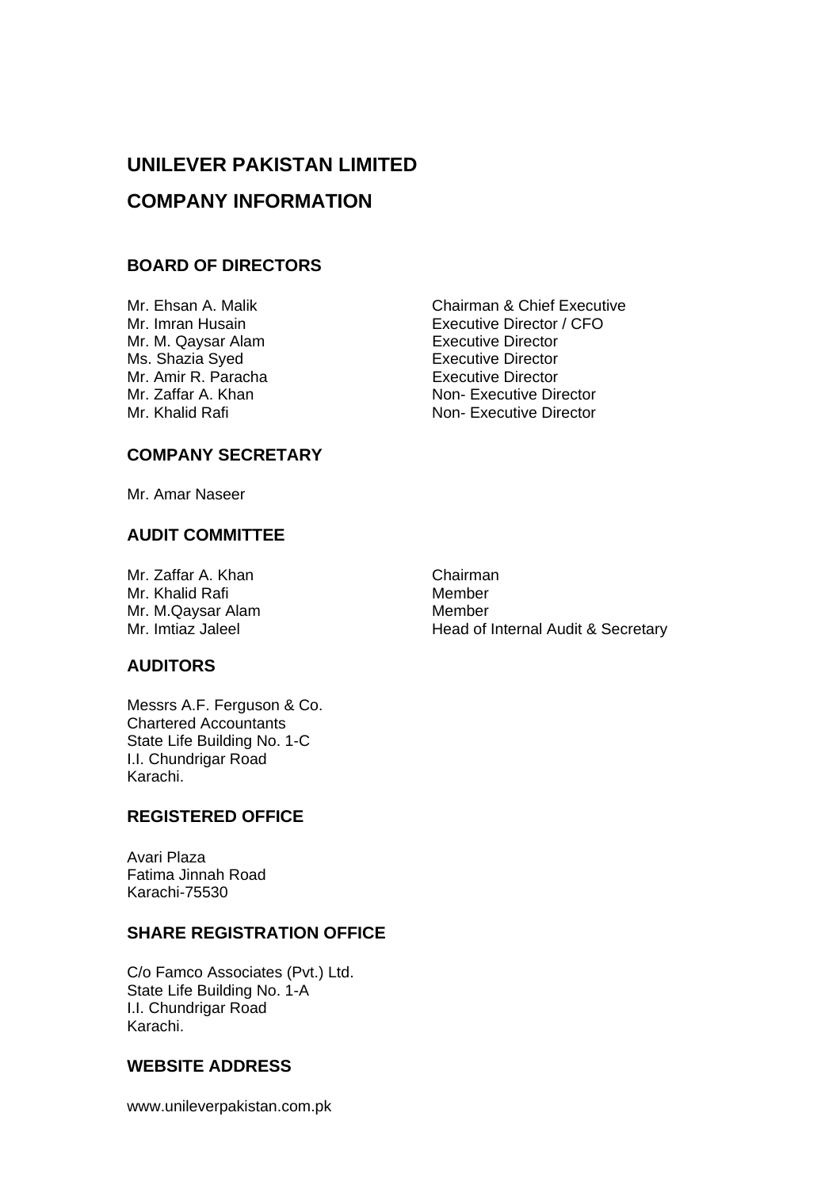# UNILEVER PAKISTAN LIMITED

# COMPANY INFORMATION

## BOARD OF DIRECTORS

| | |
|---|---|
| Mr. Ehsan A. Malik | Chairman & Chief Executive |
| Mr. Imran Husain | Executive Director / CFO |
| Mr. M. Qaysar Alam | Executive Director |
| Ms. Shazia Syed | Executive Director |
| Mr. Amir R. Paracha | Executive Director |
| Mr. Zaffar A. Khan | Non- Executive Director |
| Mr. Khalid Rafi | Non- Executive Director |

## COMPANY SECRETARY

Mr. Amar Naseer

## AUDIT COMMITTEE

| | |
|---|---|
| Mr. Zaffar A. Khan | Chairman |
| Mr. Khalid Rafi | Member |
| Mr. M.Qaysar Alam | Member |
| Mr. Imtiaz Jaleel | Head of Internal Audit & Secretary |

## AUDITORS

Messrs A.F. Ferguson & Co.
Chartered Accountants
State Life Building No. 1-C
I.I. Chundrigar Road
Karachi.

## REGISTERED OFFICE

Avari Plaza
Fatima Jinnah Road
Karachi-75530

## SHARE REGISTRATION OFFICE

C/o Famco Associates (Pvt.) Ltd.
State Life Building No. 1-A
I.I. Chundrigar Road
Karachi.

## WEBSITE ADDRESS

www.unileverpakistan.com.pk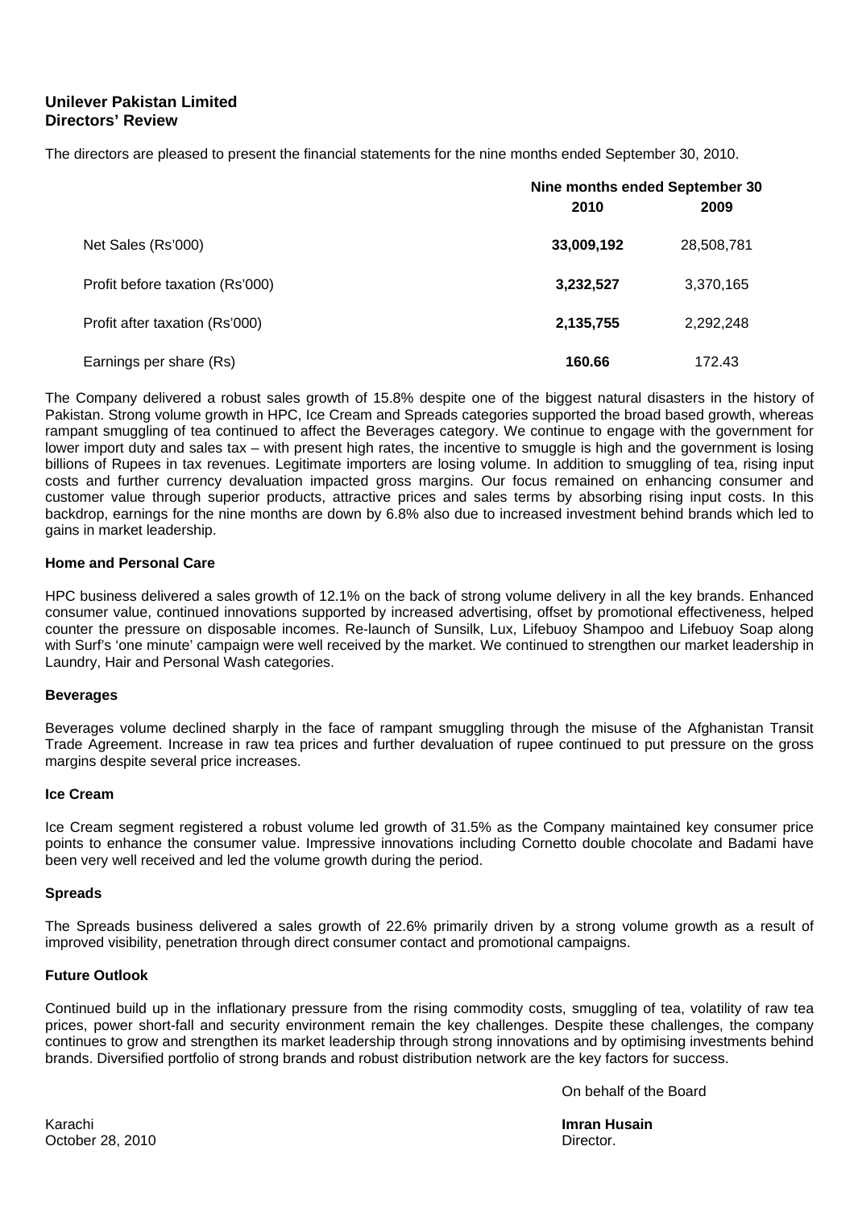**Unilever Pakistan Limited**
**Directors' Review**

The directors are pleased to present the financial statements for the nine months ended September 30, 2010.

| | Nine months ended September 30 | |
|---|---|---|
| | **2010** | **2009** |
| Net Sales (Rs'000) | **33,009,192** | 28,508,781 |
| Profit before taxation (Rs'000) | **3,232,527** | 3,370,165 |
| Profit after taxation (Rs'000) | **2,135,755** | 2,292,248 |
| Earnings per share (Rs) | **160.66** | 172.43 |

The Company delivered a robust sales growth of 15.8% despite one of the biggest natural disasters in the history of Pakistan. Strong volume growth in HPC, Ice Cream and Spreads categories supported the broad based growth, whereas rampant smuggling of tea continued to affect the Beverages category. We continue to engage with the government for lower import duty and sales tax – with present high rates, the incentive to smuggle is high and the government is losing billions of Rupees in tax revenues. Legitimate importers are losing volume. In addition to smuggling of tea, rising input costs and further currency devaluation impacted gross margins. Our focus remained on enhancing consumer and customer value through superior products, attractive prices and sales terms by absorbing rising input costs. In this backdrop, earnings for the nine months are down by 6.8% also due to increased investment behind brands which led to gains in market leadership.

**Home and Personal Care**

HPC business delivered a sales growth of 12.1% on the back of strong volume delivery in all the key brands. Enhanced consumer value, continued innovations supported by increased advertising, offset by promotional effectiveness, helped counter the pressure on disposable incomes. Re-launch of Sunsilk, Lux, Lifebuoy Shampoo and Lifebuoy Soap along with Surf's 'one minute' campaign were well received by the market. We continued to strengthen our market leadership in Laundry, Hair and Personal Wash categories.

**Beverages**

Beverages volume declined sharply in the face of rampant smuggling through the misuse of the Afghanistan Transit Trade Agreement. Increase in raw tea prices and further devaluation of rupee continued to put pressure on the gross margins despite several price increases.

**Ice Cream**

Ice Cream segment registered a robust volume led growth of 31.5% as the Company maintained key consumer price points to enhance the consumer value. Impressive innovations including Cornetto double chocolate and Badami have been very well received and led the volume growth during the period.

**Spreads**

The Spreads business delivered a sales growth of 22.6% primarily driven by a strong volume growth as a result of improved visibility, penetration through direct consumer contact and promotional campaigns.

**Future Outlook**

Continued build up in the inflationary pressure from the rising commodity costs, smuggling of tea, volatility of raw tea prices, power short-fall and security environment remain the key challenges. Despite these challenges, the company continues to grow and strengthen its market leadership through strong innovations and by optimising investments behind brands. Diversified portfolio of strong brands and robust distribution network are the key factors for success.

On behalf of the Board

**Imran Husain**
Director.

Karachi
October 28, 2010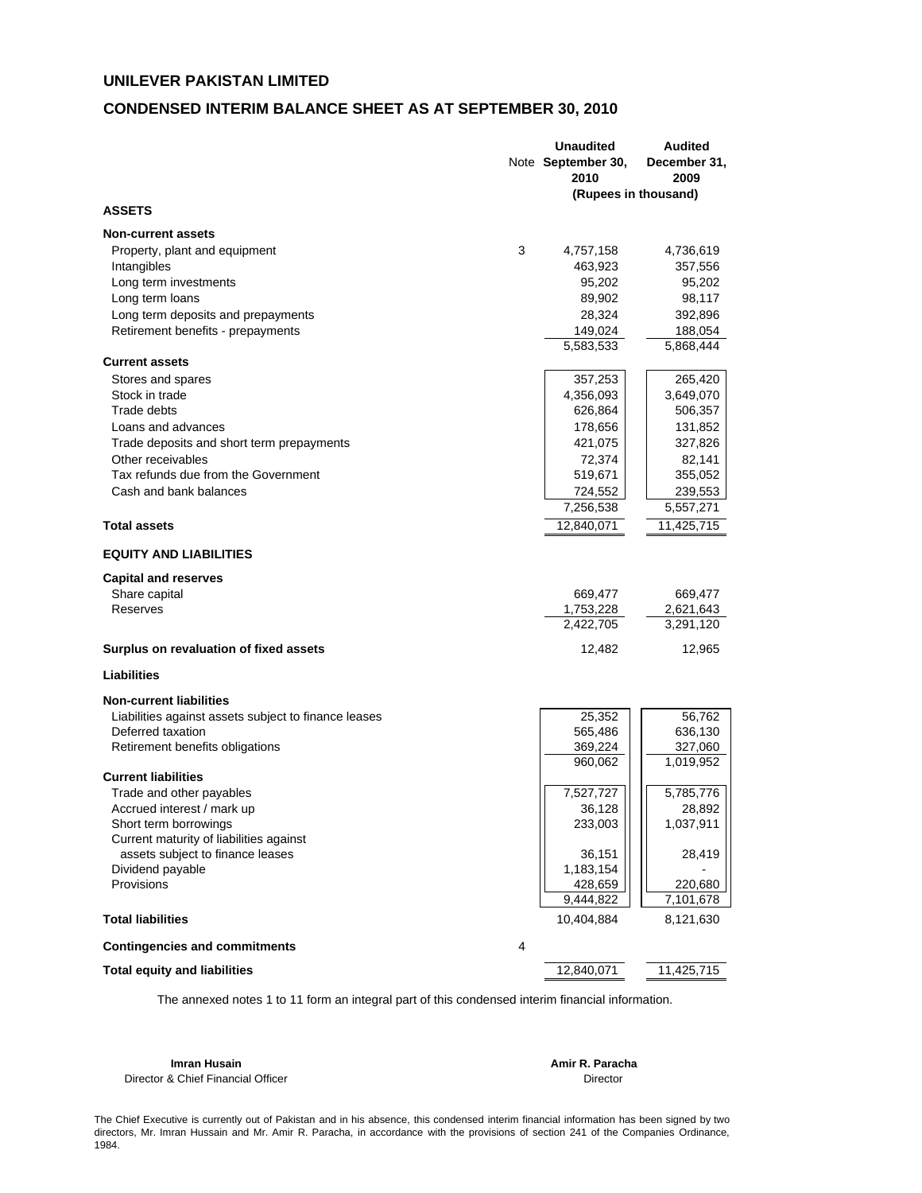# UNILEVER PAKISTAN LIMITED

## CONDENSED INTERIM BALANCE SHEET AS AT SEPTEMBER 30, 2010

| | Note | Unaudited September 30, 2010 | Audited December 31, 2009 |
|---|---|---|---|
| | | (Rupees in thousand) | |
| **ASSETS** | | | |
| **Non-current assets** | | | |
| Property, plant and equipment | 3 | 4,757,158 | 4,736,619 |
| Intangibles | | 463,923 | 357,556 |
| Long term investments | | 95,202 | 95,202 |
| Long term loans | | 89,902 | 98,117 |
| Long term deposits and prepayments | | 28,324 | 392,896 |
| Retirement benefits - prepayments | | 149,024 | 188,054 |
| | | 5,583,533 | 5,868,444 |
| **Current assets** | | | |
| Stores and spares | | 357,253 | 265,420 |
| Stock in trade | | 4,356,093 | 3,649,070 |
| Trade debts | | 626,864 | 506,357 |
| Loans and advances | | 178,656 | 131,852 |
| Trade deposits and short term prepayments | | 421,075 | 327,826 |
| Other receivables | | 72,374 | 82,141 |
| Tax refunds due from the Government | | 519,671 | 355,052 |
| Cash and bank balances | | 724,552 | 239,553 |
| | | 7,256,538 | 5,557,271 |
| **Total assets** | | 12,840,071 | 11,425,715 |
| **EQUITY AND LIABILITIES** | | | |
| **Capital and reserves** | | | |
| Share capital | | 669,477 | 669,477 |
| Reserves | | 1,753,228 | 2,621,643 |
| | | 2,422,705 | 3,291,120 |
| **Surplus on revaluation of fixed assets** | | 12,482 | 12,965 |
| **Liabilities** | | | |
| **Non-current liabilities** | | | |
| Liabilities against assets subject to finance leases | | 25,352 | 56,762 |
| Deferred taxation | | 565,486 | 636,130 |
| Retirement benefits obligations | | 369,224 | 327,060 |
| | | 960,062 | 1,019,952 |
| **Current liabilities** | | | |
| Trade and other payables | | 7,527,727 | 5,785,776 |
| Accrued interest / mark up | | 36,128 | 28,892 |
| Short term borrowings | | 233,003 | 1,037,911 |
| Current maturity of liabilities against assets subject to finance leases | | 36,151 | 28,419 |
| Dividend payable | | 1,183,154 | - |
| Provisions | | 428,659 | 220,680 |
| | | 9,444,822 | 7,101,678 |
| **Total liabilities** | | 10,404,884 | 8,121,630 |
| **Contingencies and commitments** | 4 | | |
| **Total equity and liabilities** | | 12,840,071 | 11,425,715 |

The annexed notes 1 to 11 form an integral part of this condensed interim financial information.

**Imran Husain**
Director & Chief Financial Officer

**Amir R. Paracha**
Director

The Chief Executive is currently out of Pakistan and in his absence, this condensed interim financial information has been signed by two directors, Mr. Imran Hussain and Mr. Amir R. Paracha, in accordance with the provisions of section 241 of the Companies Ordinance, 1984.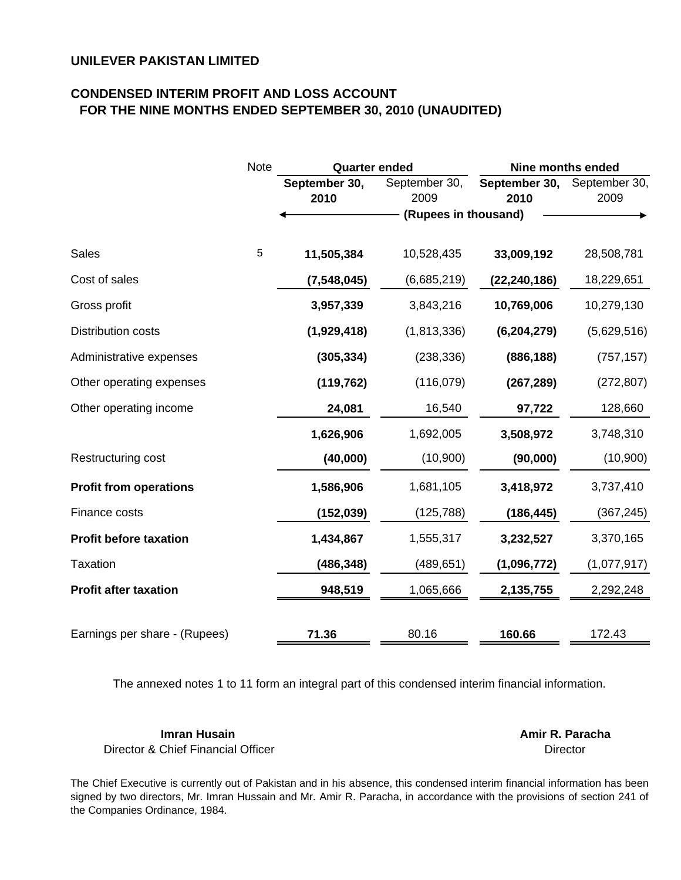**UNILEVER PAKISTAN LIMITED**

**CONDENSED INTERIM PROFIT AND LOSS ACCOUNT**
**FOR THE NINE MONTHS ENDED SEPTEMBER 30, 2010 (UNAUDITED)**

| | Note | Quarter ended | | Nine months ended | |
|---|---|---|---|---|---|
| | | **September 30, 2010** | September 30, 2009 | **September 30, 2010** | September 30, 2009 |
| | | (Rupees in thousand) | | | |
| Sales | 5 | **11,505,384** | 10,528,435 | **33,009,192** | 28,508,781 |
| Cost of sales | | **(7,548,045)** | (6,685,219) | **(22,240,186)** | 18,229,651 |
| Gross profit | | **3,957,339** | 3,843,216 | **10,769,006** | 10,279,130 |
| Distribution costs | | **(1,929,418)** | (1,813,336) | **(6,204,279)** | (5,629,516) |
| Administrative expenses | | **(305,334)** | (238,336) | **(886,188)** | (757,157) |
| Other operating expenses | | **(119,762)** | (116,079) | **(267,289)** | (272,807) |
| Other operating income | | **24,081** | 16,540 | **97,722** | 128,660 |
| | | **1,626,906** | 1,692,005 | **3,508,972** | 3,748,310 |
| Restructuring cost | | **(40,000)** | (10,900) | **(90,000)** | (10,900) |
| **Profit from operations** | | **1,586,906** | 1,681,105 | **3,418,972** | 3,737,410 |
| Finance costs | | **(152,039)** | (125,788) | **(186,445)** | (367,245) |
| **Profit before taxation** | | **1,434,867** | 1,555,317 | **3,232,527** | 3,370,165 |
| Taxation | | **(486,348)** | (489,651) | **(1,096,772)** | (1,077,917) |
| **Profit after taxation** | | **948,519** | 1,065,666 | **2,135,755** | 2,292,248 |
| Earnings per share - (Rupees) | | **71.36** | 80.16 | **160.66** | 172.43 |

The annexed notes 1 to 11 form an integral part of this condensed interim financial information.

**Imran Husain**
Director & Chief Financial Officer

**Amir R. Paracha**
Director

The Chief Executive is currently out of Pakistan and in his absence, this condensed interim financial information has been signed by two directors, Mr. Imran Hussain and Mr. Amir R. Paracha, in accordance with the provisions of section 241 of the Companies Ordinance, 1984.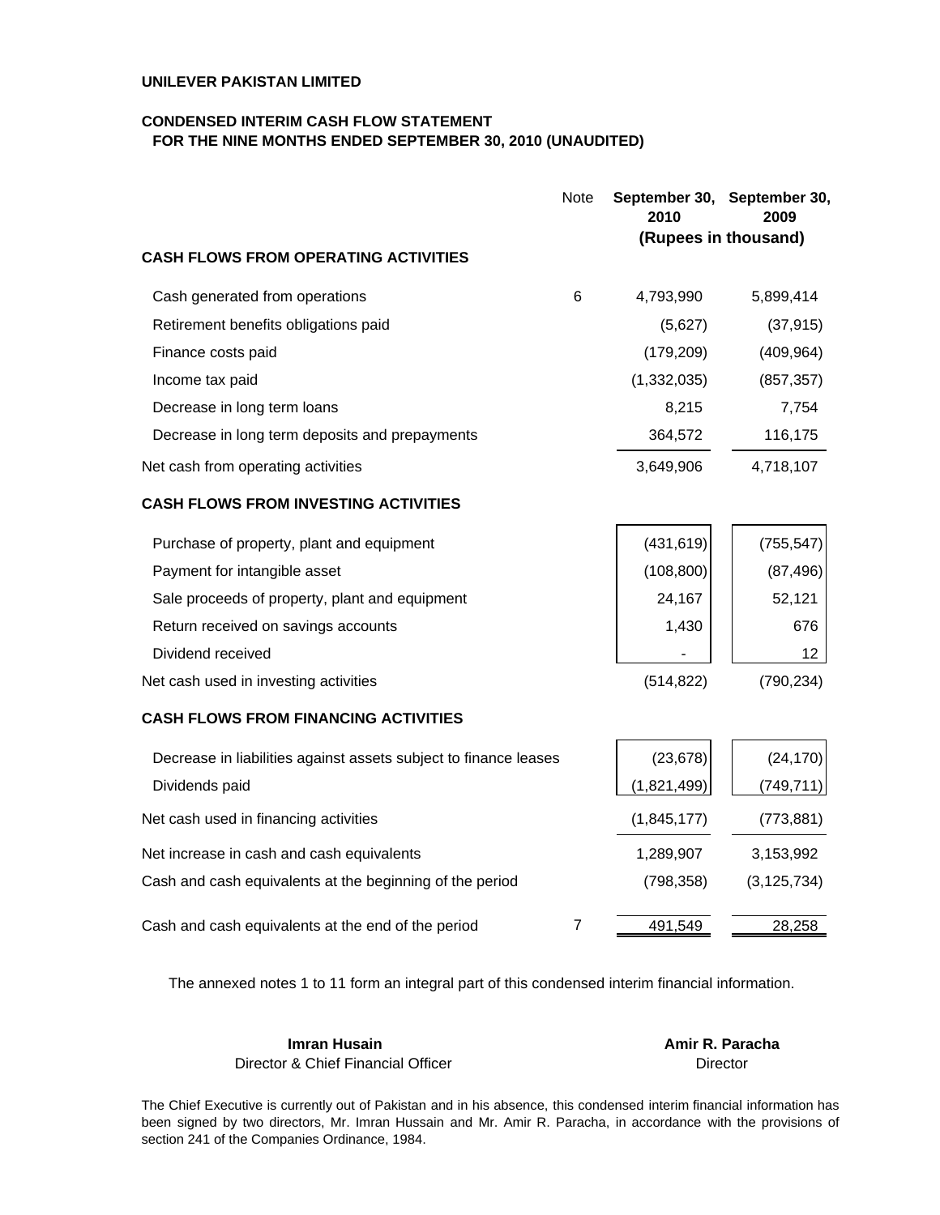**UNILEVER PAKISTAN LIMITED**

**CONDENSED INTERIM CASH FLOW STATEMENT**
**FOR THE NINE MONTHS ENDED SEPTEMBER 30, 2010 (UNAUDITED)**

| | Note | September 30, 2010 | September 30, 2009 |
|---|---|---|---|
| | | (Rupees in thousand) | |
| **CASH FLOWS FROM OPERATING ACTIVITIES** | | | |
| Cash generated from operations | 6 | 4,793,990 | 5,899,414 |
| Retirement benefits obligations paid | | (5,627) | (37,915) |
| Finance costs paid | | (179,209) | (409,964) |
| Income tax paid | | (1,332,035) | (857,357) |
| Decrease in long term loans | | 8,215 | 7,754 |
| Decrease in long term deposits and prepayments | | 364,572 | 116,175 |
| Net cash from operating activities | | 3,649,906 | 4,718,107 |
| **CASH FLOWS FROM INVESTING ACTIVITIES** | | | |
| Purchase of property, plant and equipment | | (431,619) | (755,547) |
| Payment for intangible asset | | (108,800) | (87,496) |
| Sale proceeds of property, plant and equipment | | 24,167 | 52,121 |
| Return received on savings accounts | | 1,430 | 676 |
| Dividend received | | - | 12 |
| Net cash used in investing activities | | (514,822) | (790,234) |
| **CASH FLOWS FROM FINANCING ACTIVITIES** | | | |
| Decrease in liabilities against assets subject to finance leases | | (23,678) | (24,170) |
| Dividends paid | | (1,821,499) | (749,711) |
| Net cash used in financing activities | | (1,845,177) | (773,881) |
| Net increase in cash and cash equivalents | | 1,289,907 | 3,153,992 |
| Cash and cash equivalents at the beginning of the period | | (798,358) | (3,125,734) |
| Cash and cash equivalents at the end of the period | 7 | 491,549 | 28,258 |

The annexed notes 1 to 11 form an integral part of this condensed interim financial information.

**Imran Husain**
Director & Chief Financial Officer

**Amir R. Paracha**
Director

The Chief Executive is currently out of Pakistan and in his absence, this condensed interim financial information has been signed by two directors, Mr. Imran Hussain and Mr. Amir R. Paracha, in accordance with the provisions of section 241 of the Companies Ordinance, 1984.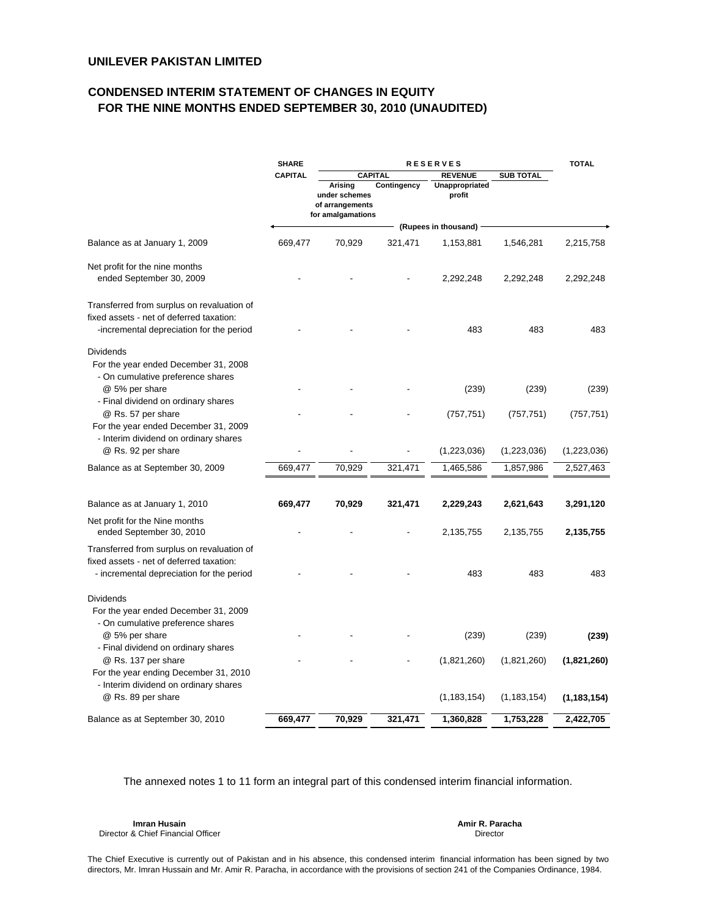## UNILEVER PAKISTAN LIMITED

## CONDENSED INTERIM STATEMENT OF CHANGES IN EQUITY FOR THE NINE MONTHS ENDED SEPTEMBER 30, 2010 (UNAUDITED)

| | SHARE CAPITAL | RESERVES | | | | TOTAL |
|---|---|---|---|---|---|---|
| | | CAPITAL | | REVENUE | SUB TOTAL | |
| | | Arising under schemes of arrangements for amalgamations | Contingency | Unappropriated profit | | |
| | (Rupees in thousand) | | | | | |
| Balance as at January 1, 2009 | 669,477 | 70,929 | 321,471 | 1,153,881 | 1,546,281 | 2,215,758 |
| Net profit for the nine months ended September 30, 2009 | - | - | - | 2,292,248 | 2,292,248 | 2,292,248 |
| Transferred from surplus on revaluation of fixed assets - net of deferred taxation: -incremental depreciation for the period | - | - | - | 483 | 483 | 483 |
| Dividends | | | | | | |
| For the year ended December 31, 2008 | | | | | | |
| - On cumulative preference shares @ 5% per share | - | - | - | (239) | (239) | (239) |
| - Final dividend on ordinary shares @ Rs. 57 per share | - | - | - | (757,751) | (757,751) | (757,751) |
| For the year ended December 31, 2009 | | | | | | |
| - Interim dividend on ordinary shares @ Rs. 92 per share | - | - | - | (1,223,036) | (1,223,036) | (1,223,036) |
| Balance as at September 30, 2009 | 669,477 | 70,929 | 321,471 | 1,465,586 | 1,857,986 | 2,527,463 |
| | | | | | | |
| **Balance as at January 1, 2010** | **669,477** | **70,929** | **321,471** | **2,229,243** | **2,621,643** | **3,291,120** |
| Net profit for the Nine months ended September 30, 2010 | - | - | - | 2,135,755 | 2,135,755 | **2,135,755** |
| Transferred from surplus on revaluation of fixed assets - net of deferred taxation: - incremental depreciation for the period | - | - | - | 483 | 483 | 483 |
| Dividends | | | | | | |
| For the year ended December 31, 2009 | | | | | | |
| - On cumulative preference shares @ 5% per share | - | - | - | (239) | (239) | **(239)** |
| - Final dividend on ordinary shares @ Rs. 137 per share | - | - | - | (1,821,260) | (1,821,260) | **(1,821,260)** |
| For the year ending December 31, 2010 | | | | | | |
| - Interim dividend on ordinary shares @ Rs. 89 per share | | | | (1,183,154) | (1,183,154) | **(1,183,154)** |
| Balance as at September 30, 2010 | **669,477** | **70,929** | **321,471** | **1,360,828** | **1,753,228** | **2,422,705** |

The annexed notes 1 to 11 form an integral part of this condensed interim financial information.

**Imran Husain**
Director & Chief Financial Officer

**Amir R. Paracha**
Director

The Chief Executive is currently out of Pakistan and in his absence, this condensed interim financial information has been signed by two directors, Mr. Imran Hussain and Mr. Amir R. Paracha, in accordance with the provisions of section 241 of the Companies Ordinance, 1984.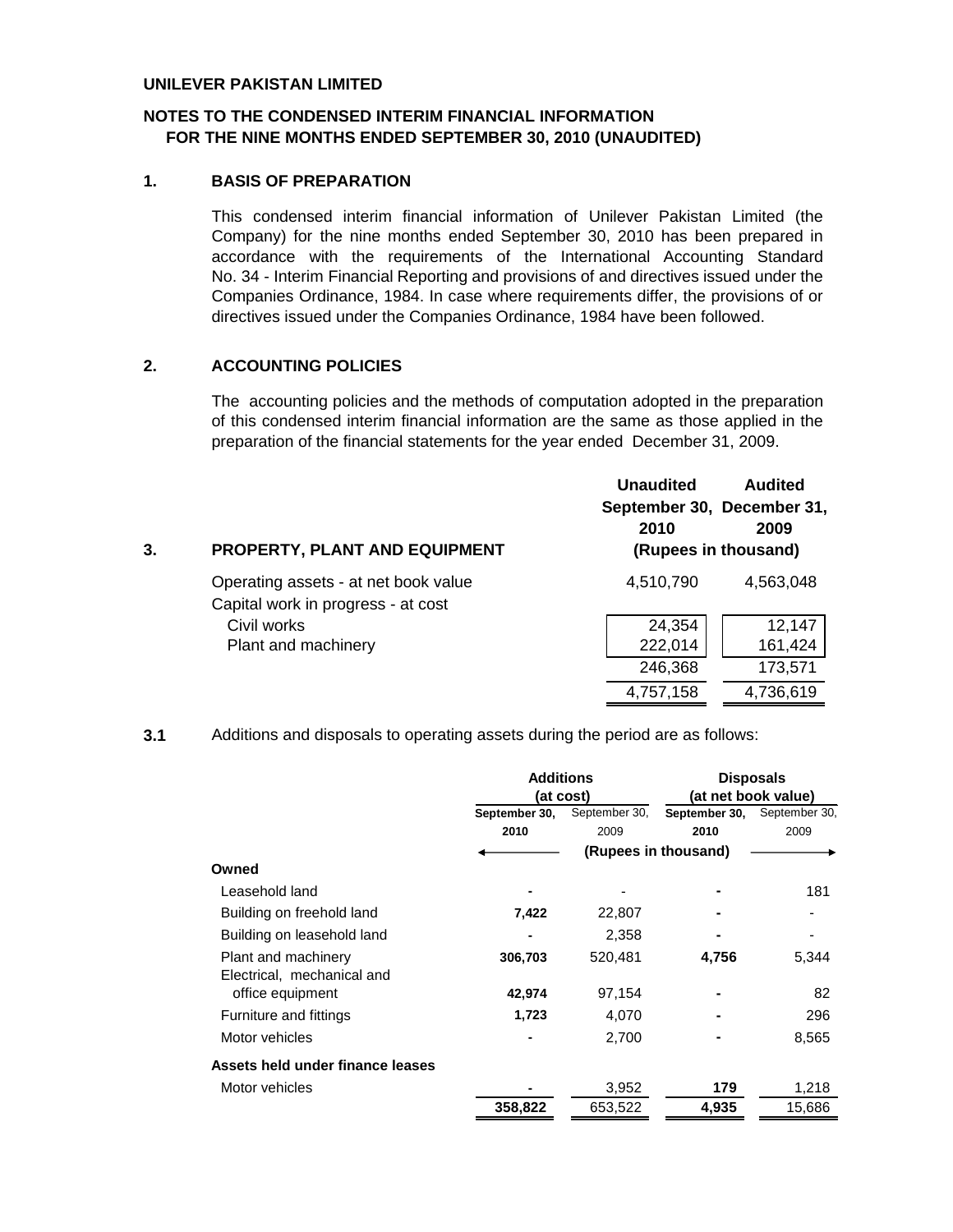**UNILEVER PAKISTAN LIMITED**

**NOTES TO THE CONDENSED INTERIM FINANCIAL INFORMATION FOR THE NINE MONTHS ENDED SEPTEMBER 30, 2010 (UNAUDITED)**

## 1. BASIS OF PREPARATION

This condensed interim financial information of Unilever Pakistan Limited (the Company) for the nine months ended September 30, 2010 has been prepared in accordance with the requirements of the International Accounting Standard No. 34 - Interim Financial Reporting and provisions of and directives issued under the Companies Ordinance, 1984. In case where requirements differ, the provisions of or directives issued under the Companies Ordinance, 1984 have been followed.

## 2. ACCOUNTING POLICIES

The accounting policies and the methods of computation adopted in the preparation of this condensed interim financial information are the same as those applied in the preparation of the financial statements for the year ended December 31, 2009.

## 3. PROPERTY, PLANT AND EQUIPMENT

| | Unaudited September 30, 2010 | Audited December 31, 2009 |
|---|---|---|
| | (Rupees in thousand) | |
| Operating assets - at net book value | 4,510,790 | 4,563,048 |
| Capital work in progress - at cost | | |
| Civil works | 24,354 | 12,147 |
| Plant and machinery | 222,014 | 161,424 |
| | 246,368 | 173,571 |
| | 4,757,158 | 4,736,619 |

**3.1** Additions and disposals to operating assets during the period are as follows:

| | Additions (at cost) | | Disposals (at net book value) | |
|---|---|---|---|---|
| | September 30, 2010 | September 30, 2009 | September 30, 2010 | September 30, 2009 |
| | (Rupees in thousand) | | | |
| **Owned** | | | | |
| Leasehold land | - | - | - | 181 |
| Building on freehold land | 7,422 | 22,807 | - | - |
| Building on leasehold land | - | 2,358 | - | - |
| Plant and machinery | 306,703 | 520,481 | 4,756 | 5,344 |
| Electrical, mechanical and office equipment | 42,974 | 97,154 | - | 82 |
| Furniture and fittings | 1,723 | 4,070 | - | 296 |
| Motor vehicles | - | 2,700 | - | 8,565 |
| **Assets held under finance leases** | | | | |
| Motor vehicles | - | 3,952 | 179 | 1,218 |
| | 358,822 | 653,522 | 4,935 | 15,686 |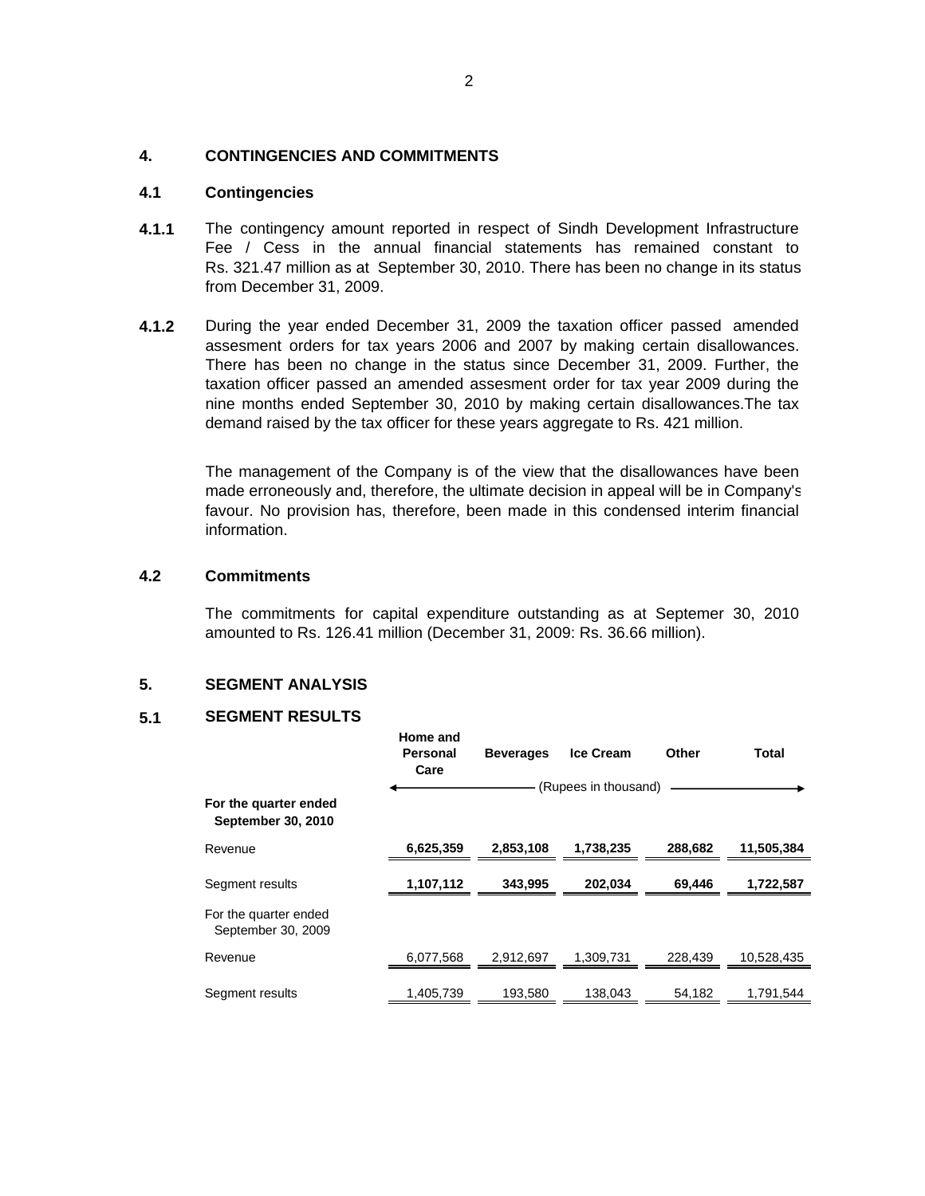## 4. CONTINGENCIES AND COMMITMENTS

### 4.1 Contingencies

**4.1.1** The contingency amount reported in respect of Sindh Development Infrastructure Fee / Cess in the annual financial statements has remained constant to Rs. 321.47 million as at September 30, 2010. There has been no change in its status from December 31, 2009.

**4.1.2** During the year ended December 31, 2009 the taxation officer passed amended assesment orders for tax years 2006 and 2007 by making certain disallowances. There has been no change in the status since December 31, 2009. Further, the taxation officer passed an amended assesment order for tax year 2009 during the nine months ended September 30, 2010 by making certain disallowances.The tax demand raised by the tax officer for these years aggregate to Rs. 421 million.

The management of the Company is of the view that the disallowances have been made erroneously and, therefore, the ultimate decision in appeal will be in Company's favour. No provision has, therefore, been made in this condensed interim financial information.

### 4.2 Commitments

The commitments for capital expenditure outstanding as at Septemer 30, 2010 amounted to Rs. 126.41 million (December 31, 2009: Rs. 36.66 million).

## 5. SEGMENT ANALYSIS

### 5.1 SEGMENT RESULTS

| | Home and Personal Care | Beverages | Ice Cream | Other | Total |
|---|---|---|---|---|---|
| | (Rupees in thousand) | | | | |
| **For the quarter ended September 30, 2010** | | | | | |
| Revenue | **6,625,359** | **2,853,108** | **1,738,235** | **288,682** | **11,505,384** |
| Segment results | **1,107,112** | **343,995** | **202,034** | **69,446** | **1,722,587** |
| For the quarter ended September 30, 2009 | | | | | |
| Revenue | 6,077,568 | 2,912,697 | 1,309,731 | 228,439 | 10,528,435 |
| Segment results | 1,405,739 | 193,580 | 138,043 | 54,182 | 1,791,544 |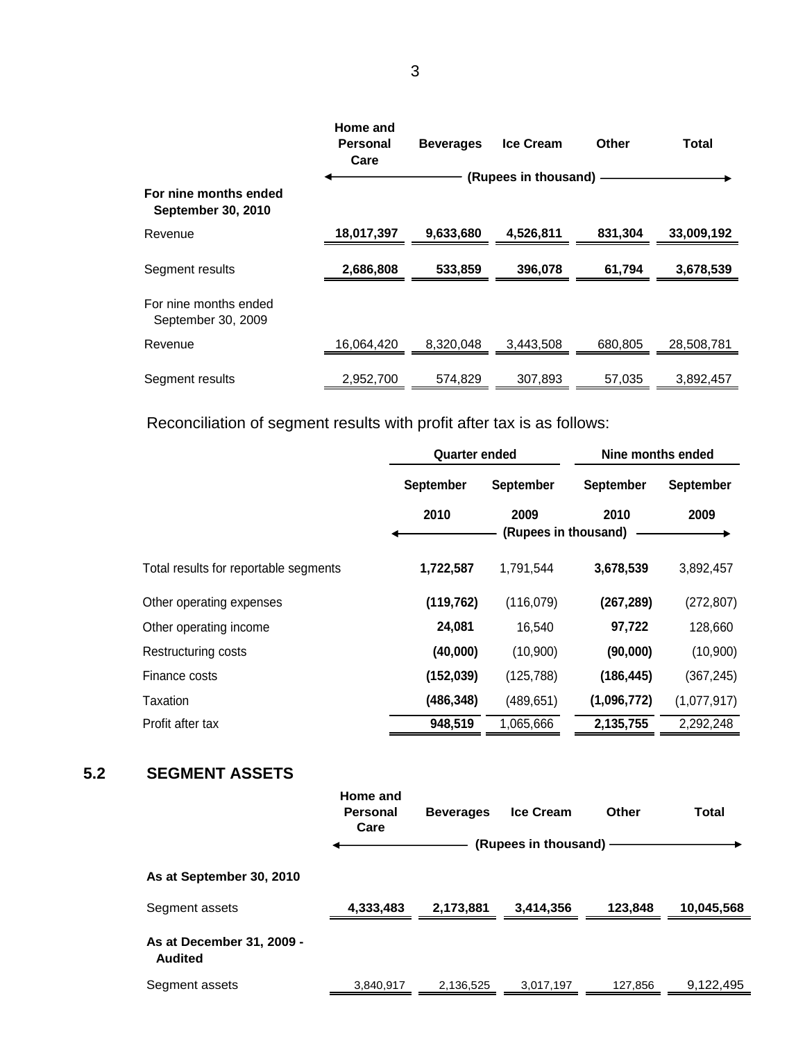| | Home and Personal Care | Beverages | Ice Cream | Other | Total |
|---|---|---|---|---|---|
| | (Rupees in thousand) | | | | |
| **For nine months ended September 30, 2010** | | | | | |
| Revenue | **18,017,397** | **9,633,680** | **4,526,811** | **831,304** | **33,009,192** |
| Segment results | **2,686,808** | **533,859** | **396,078** | **61,794** | **3,678,539** |
| For nine months ended September 30, 2009 | | | | | |
| Revenue | 16,064,420 | 8,320,048 | 3,443,508 | 680,805 | 28,508,781 |
| Segment results | 2,952,700 | 574,829 | 307,893 | 57,035 | 3,892,457 |

Reconciliation of segment results with profit after tax is as follows:

| | Quarter ended | | Nine months ended | |
|---|---|---|---|---|
| | September 2010 | September 2009 | September 2010 | September 2009 |
| | (Rupees in thousand) | | | |
| Total results for reportable segments | **1,722,587** | 1,791,544 | **3,678,539** | 3,892,457 |
| Other operating expenses | **(119,762)** | (116,079) | **(267,289)** | (272,807) |
| Other operating income | **24,081** | 16,540 | **97,722** | 128,660 |
| Restructuring costs | **(40,000)** | (10,900) | **(90,000)** | (10,900) |
| Finance costs | **(152,039)** | (125,788) | **(186,445)** | (367,245) |
| Taxation | **(486,348)** | (489,651) | **(1,096,772)** | (1,077,917) |
| Profit after tax | **948,519** | 1,065,666 | **2,135,755** | 2,292,248 |

## 5.2 SEGMENT ASSETS

| | Home and Personal Care | Beverages | Ice Cream | Other | Total |
|---|---|---|---|---|---|
| | (Rupees in thousand) | | | | |
| **As at September 30, 2010** | | | | | |
| Segment assets | **4,333,483** | **2,173,881** | **3,414,356** | **123,848** | **10,045,568** |
| **As at December 31, 2009 - Audited** | | | | | |
| Segment assets | 3,840,917 | 2,136,525 | 3,017,197 | 127,856 | 9,122,495 |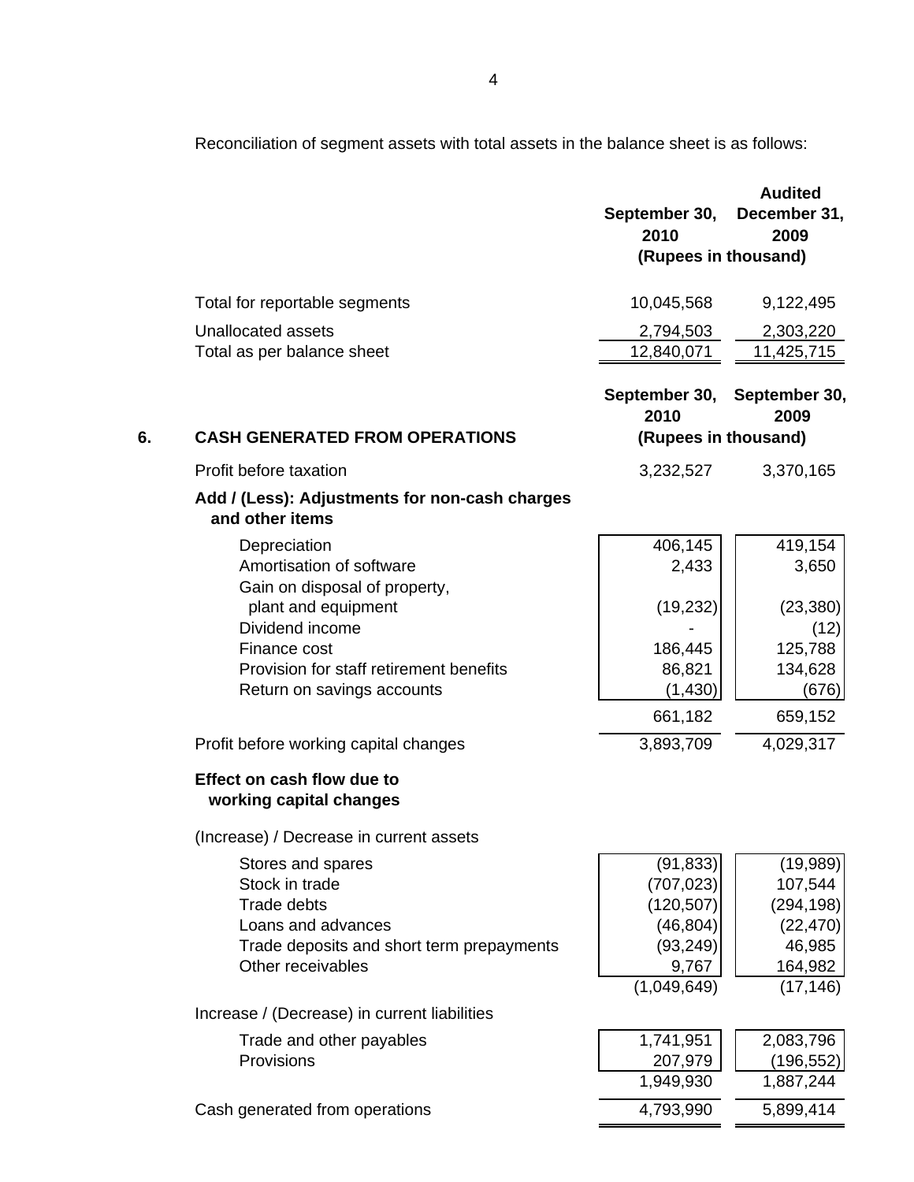Reconciliation of segment assets with total assets in the balance sheet is as follows:

| | September 30, 2010 | Audited December 31, 2009 |
|---|---|---|
| | (Rupees in thousand) | |
| Total for reportable segments | 10,045,568 | 9,122,495 |
| Unallocated assets | 2,794,503 | 2,303,220 |
| Total as per balance sheet | 12,840,071 | 11,425,715 |

## 6. CASH GENERATED FROM OPERATIONS

| | September 30, 2010 | September 30, 2009 |
|---|---|---|
| | (Rupees in thousand) | |
| Profit before taxation | 3,232,527 | 3,370,165 |
| **Add / (Less): Adjustments for non-cash charges and other items** | | |
| Depreciation | 406,145 | 419,154 |
| Amortisation of software | 2,433 | 3,650 |
| Gain on disposal of property, plant and equipment | (19,232) | (23,380) |
| Dividend income | - | (12) |
| Finance cost | 186,445 | 125,788 |
| Provision for staff retirement benefits | 86,821 | 134,628 |
| Return on savings accounts | (1,430) | (676) |
| | 661,182 | 659,152 |
| Profit before working capital changes | 3,893,709 | 4,029,317 |
| **Effect on cash flow due to working capital changes** | | |
| (Increase) / Decrease in current assets | | |
| Stores and spares | (91,833) | (19,989) |
| Stock in trade | (707,023) | 107,544 |
| Trade debts | (120,507) | (294,198) |
| Loans and advances | (46,804) | (22,470) |
| Trade deposits and short term prepayments | (93,249) | 46,985 |
| Other receivables | 9,767 | 164,982 |
| | (1,049,649) | (17,146) |
| Increase / (Decrease) in current liabilities | | |
| Trade and other payables | 1,741,951 | 2,083,796 |
| Provisions | 207,979 | (196,552) |
| | 1,949,930 | 1,887,244 |
| Cash generated from operations | 4,793,990 | 5,899,414 |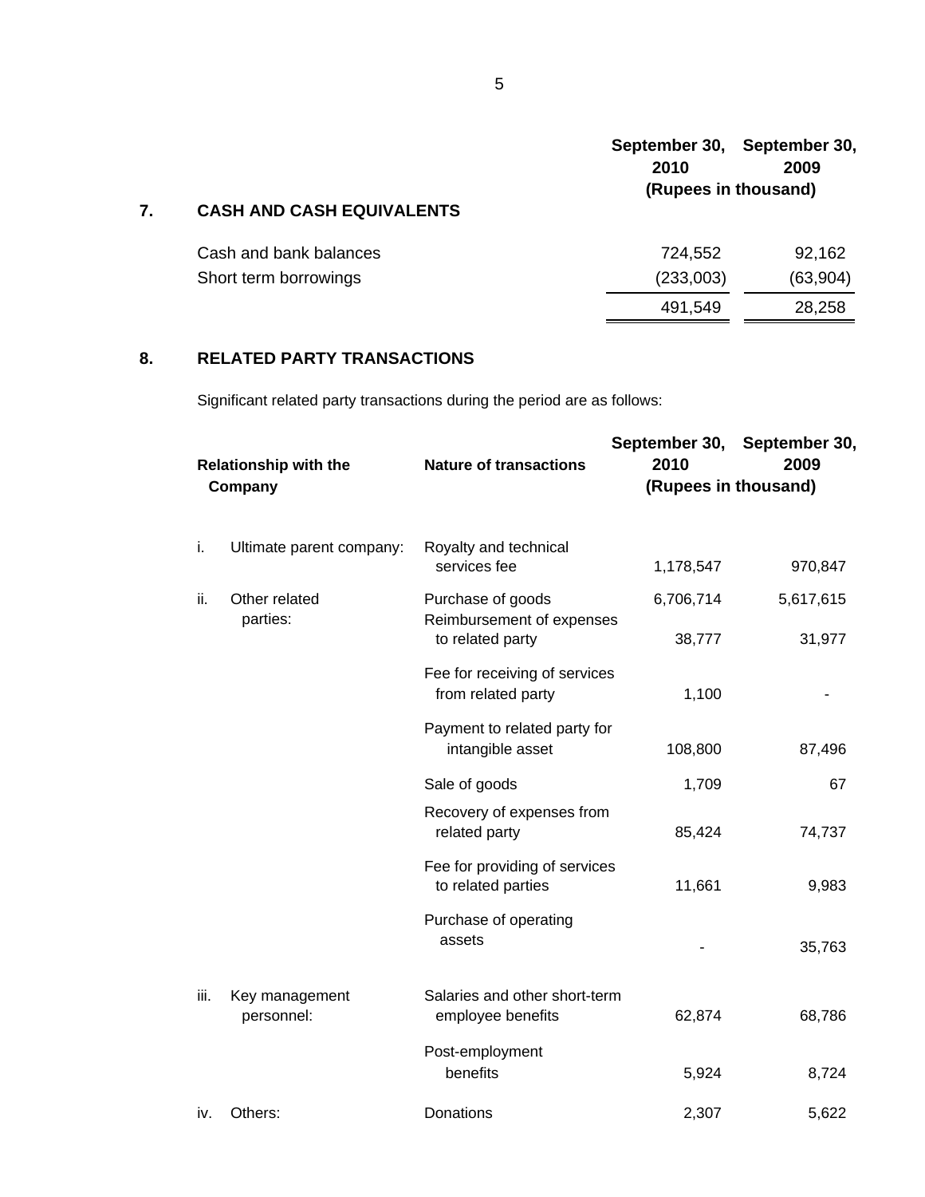## 7. CASH AND CASH EQUIVALENTS

| | September 30, 2010 | September 30, 2009 |
|---|---|---|
| | (Rupees in thousand) | |
| Cash and bank balances | 724,552 | 92,162 |
| Short term borrowings | (233,003) | (63,904) |
| | 491,549 | 28,258 |

## 8. RELATED PARTY TRANSACTIONS

Significant related party transactions during the period are as follows:

| | Relationship with the Company | Nature of transactions | September 30, 2010 | September 30, 2009 |
|---|---|---|---|---|
| | | | (Rupees in thousand) | |
| i. | Ultimate parent company: | Royalty and technical services fee | 1,178,547 | 970,847 |
| ii. | Other related parties: | Purchase of goods | 6,706,714 | 5,617,615 |
| | | Reimbursement of expenses to related party | 38,777 | 31,977 |
| | | Fee for receiving of services from related party | 1,100 | - |
| | | Payment to related party for intangible asset | 108,800 | 87,496 |
| | | Sale of goods | 1,709 | 67 |
| | | Recovery of expenses from related party | 85,424 | 74,737 |
| | | Fee for providing of services to related parties | 11,661 | 9,983 |
| | | Purchase of operating assets | - | 35,763 |
| iii. | Key management personnel: | Salaries and other short-term employee benefits | 62,874 | 68,786 |
| | | Post-employment benefits | 5,924 | 8,724 |
| iv. | Others: | Donations | 2,307 | 5,622 |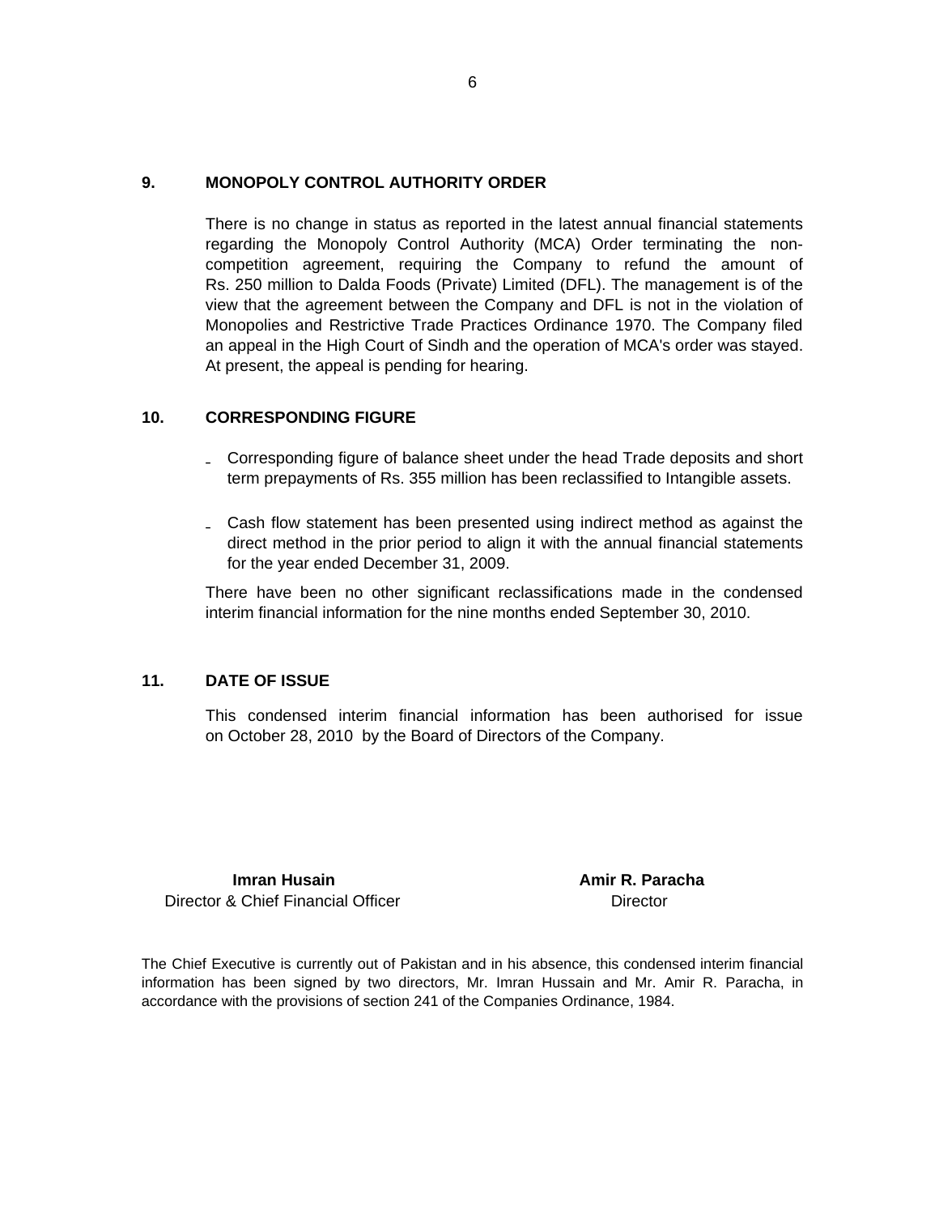## 9. MONOPOLY CONTROL AUTHORITY ORDER

There is no change in status as reported in the latest annual financial statements regarding the Monopoly Control Authority (MCA) Order terminating the non-competition agreement, requiring the Company to refund the amount of Rs. 250 million to Dalda Foods (Private) Limited (DFL). The management is of the view that the agreement between the Company and DFL is not in the violation of Monopolies and Restrictive Trade Practices Ordinance 1970. The Company filed an appeal in the High Court of Sindh and the operation of MCA's order was stayed. At present, the appeal is pending for hearing.

## 10. CORRESPONDING FIGURE

- Corresponding figure of balance sheet under the head Trade deposits and short term prepayments of Rs. 355 million has been reclassified to Intangible assets.

- Cash flow statement has been presented using indirect method as against the direct method in the prior period to align it with the annual financial statements for the year ended December 31, 2009.

There have been no other significant reclassifications made in the condensed interim financial information for the nine months ended September 30, 2010.

## 11. DATE OF ISSUE

This condensed interim financial information has been authorised for issue on October 28, 2010 by the Board of Directors of the Company.

**Imran Husain**
Director & Chief Financial Officer

**Amir R. Paracha**
Director

The Chief Executive is currently out of Pakistan and in his absence, this condensed interim financial information has been signed by two directors, Mr. Imran Hussain and Mr. Amir R. Paracha, in accordance with the provisions of section 241 of the Companies Ordinance, 1984.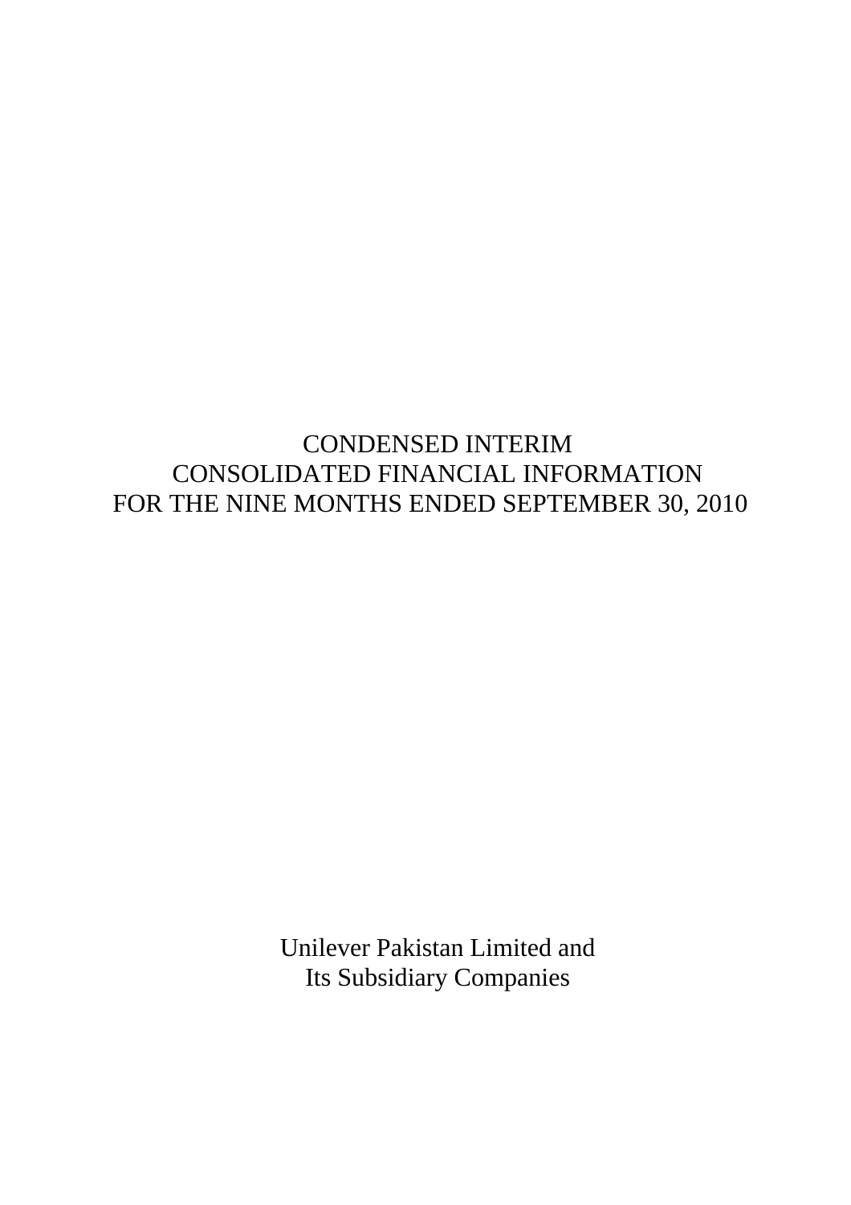# CONDENSED INTERIM CONSOLIDATED FINANCIAL INFORMATION FOR THE NINE MONTHS ENDED SEPTEMBER 30, 2010

Unilever Pakistan Limited and
Its Subsidiary Companies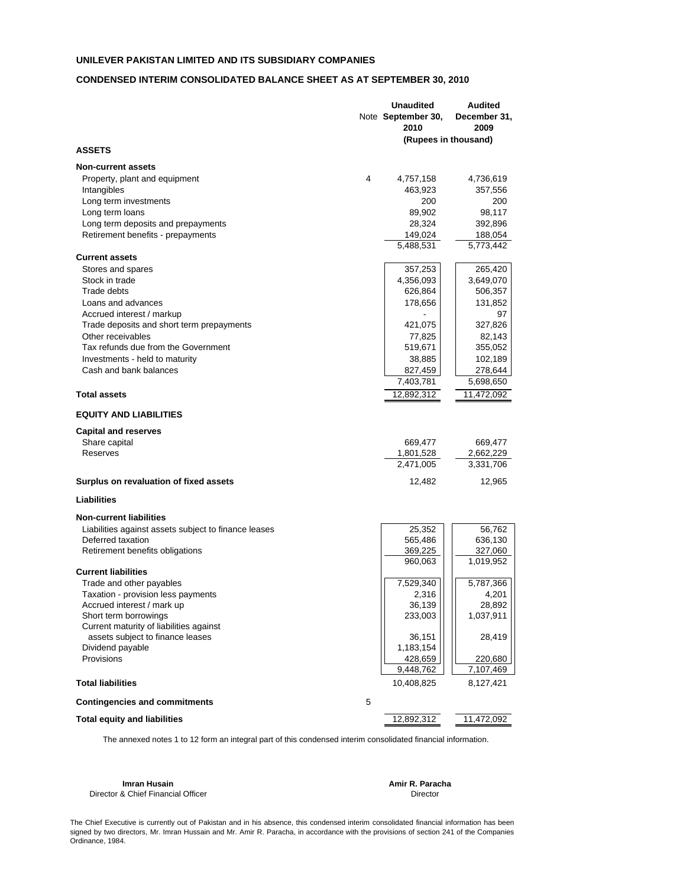**UNILEVER PAKISTAN LIMITED AND ITS SUBSIDIARY COMPANIES**

**CONDENSED INTERIM CONSOLIDATED BALANCE SHEET AS AT SEPTEMBER 30, 2010**

| | Note | Unaudited September 30, 2010 | Audited December 31, 2009 |
|---|---|---|---|
| | | (Rupees in thousand) | |
| **ASSETS** | | | |
| **Non-current assets** | | | |
| Property, plant and equipment | 4 | 4,757,158 | 4,736,619 |
| Intangibles | | 463,923 | 357,556 |
| Long term investments | | 200 | 200 |
| Long term loans | | 89,902 | 98,117 |
| Long term deposits and prepayments | | 28,324 | 392,896 |
| Retirement benefits - prepayments | | 149,024 | 188,054 |
| | | 5,488,531 | 5,773,442 |
| **Current assets** | | | |
| Stores and spares | | 357,253 | 265,420 |
| Stock in trade | | 4,356,093 | 3,649,070 |
| Trade debts | | 626,864 | 506,357 |
| Loans and advances | | 178,656 | 131,852 |
| Accrued interest / markup | | - | 97 |
| Trade deposits and short term prepayments | | 421,075 | 327,826 |
| Other receivables | | 77,825 | 82,143 |
| Tax refunds due from the Government | | 519,671 | 355,052 |
| Investments - held to maturity | | 38,885 | 102,189 |
| Cash and bank balances | | 827,459 | 278,644 |
| | | 7,403,781 | 5,698,650 |
| **Total assets** | | 12,892,312 | 11,472,092 |
| **EQUITY AND LIABILITIES** | | | |
| **Capital and reserves** | | | |
| Share capital | | 669,477 | 669,477 |
| Reserves | | 1,801,528 | 2,662,229 |
| | | 2,471,005 | 3,331,706 |
| **Surplus on revaluation of fixed assets** | | 12,482 | 12,965 |
| **Liabilities** | | | |
| **Non-current liabilities** | | | |
| Liabilities against assets subject to finance leases | | 25,352 | 56,762 |
| Deferred taxation | | 565,486 | 636,130 |
| Retirement benefits obligations | | 369,225 | 327,060 |
| | | 960,063 | 1,019,952 |
| **Current liabilities** | | | |
| Trade and other payables | | 7,529,340 | 5,787,366 |
| Taxation - provision less payments | | 2,316 | 4,201 |
| Accrued interest / mark up | | 36,139 | 28,892 |
| Short term borrowings | | 233,003 | 1,037,911 |
| Current maturity of liabilities against assets subject to finance leases | | 36,151 | 28,419 |
| Dividend payable | | 1,183,154 | |
| Provisions | | 428,659 | 220,680 |
| | | 9,448,762 | 7,107,469 |
| **Total liabilities** | | 10,408,825 | 8,127,421 |
| **Contingencies and commitments** | 5 | | |
| **Total equity and liabilities** | | 12,892,312 | 11,472,092 |

The annexed notes 1 to 12 form an integral part of this condensed interim consolidated financial information.

**Imran Husain**
Director & Chief Financial Officer

**Amir R. Paracha**
Director

The Chief Executive is currently out of Pakistan and in his absence, this condensed interim consolidated financial information has been signed by two directors, Mr. Imran Hussain and Mr. Amir R. Paracha, in accordance with the provisions of section 241 of the Companies Ordinance, 1984.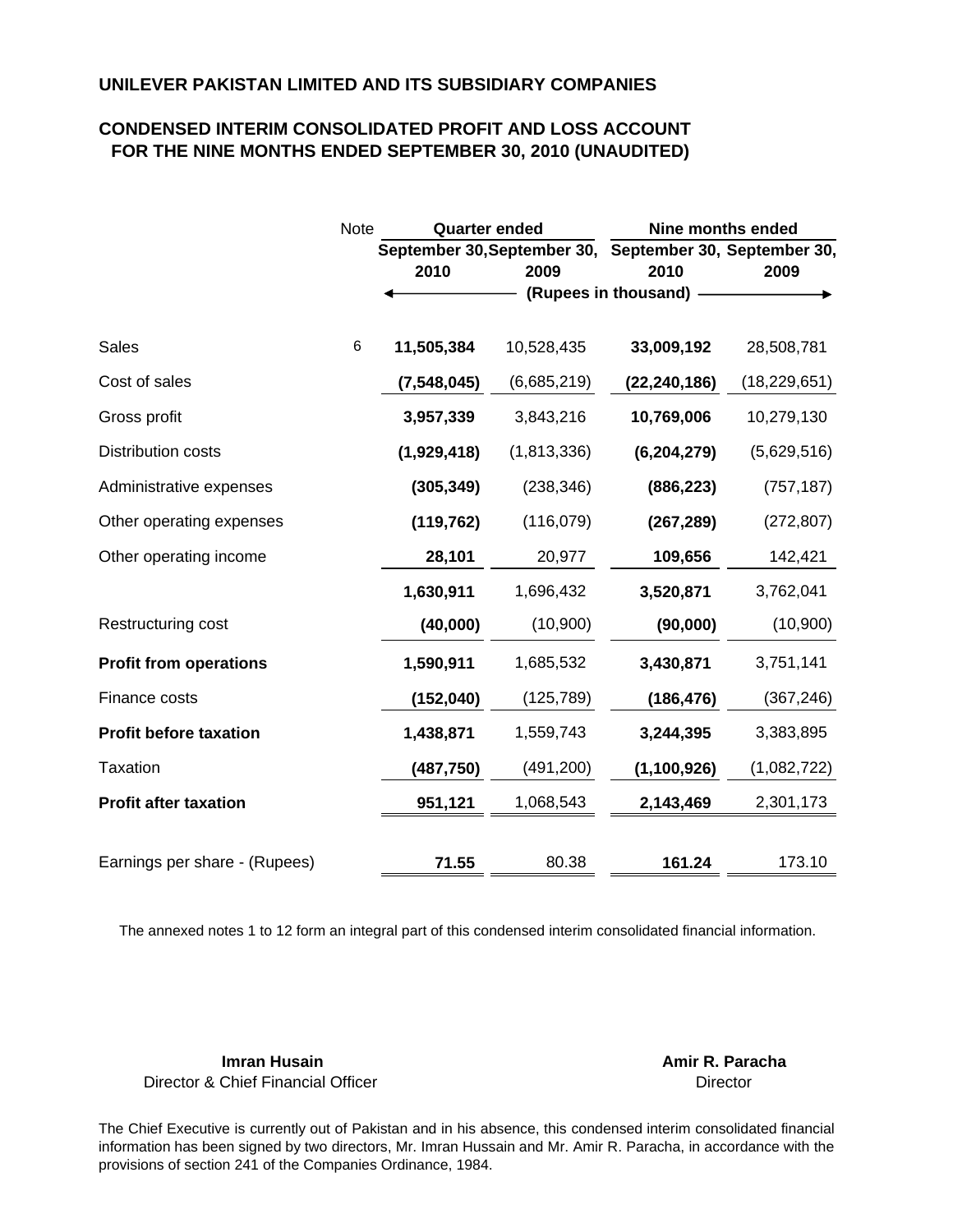## UNILEVER PAKISTAN LIMITED AND ITS SUBSIDIARY COMPANIES

## CONDENSED INTERIM CONSOLIDATED PROFIT AND LOSS ACCOUNT
## FOR THE NINE MONTHS ENDED SEPTEMBER 30, 2010 (UNAUDITED)

| | Note | Quarter ended | | Nine months ended | |
|---|---|---|---|---|---|
| | | September 30, 2010 | September 30, 2009 | September 30, 2010 | September 30, 2009 |
| | | (Rupees in thousand) | | | |
| Sales | 6 | **11,505,384** | 10,528,435 | **33,009,192** | 28,508,781 |
| Cost of sales | | **(7,548,045)** | (6,685,219) | **(22,240,186)** | (18,229,651) |
| Gross profit | | **3,957,339** | 3,843,216 | **10,769,006** | 10,279,130 |
| Distribution costs | | **(1,929,418)** | (1,813,336) | **(6,204,279)** | (5,629,516) |
| Administrative expenses | | **(305,349)** | (238,346) | **(886,223)** | (757,187) |
| Other operating expenses | | **(119,762)** | (116,079) | **(267,289)** | (272,807) |
| Other operating income | | **28,101** | 20,977 | **109,656** | 142,421 |
| | | **1,630,911** | 1,696,432 | **3,520,871** | 3,762,041 |
| Restructuring cost | | **(40,000)** | (10,900) | **(90,000)** | (10,900) |
| **Profit from operations** | | **1,590,911** | 1,685,532 | **3,430,871** | 3,751,141 |
| Finance costs | | **(152,040)** | (125,789) | **(186,476)** | (367,246) |
| **Profit before taxation** | | **1,438,871** | 1,559,743 | **3,244,395** | 3,383,895 |
| Taxation | | **(487,750)** | (491,200) | **(1,100,926)** | (1,082,722) |
| **Profit after taxation** | | **951,121** | 1,068,543 | **2,143,469** | 2,301,173 |
| Earnings per share - (Rupees) | | **71.55** | 80.38 | **161.24** | 173.10 |

The annexed notes 1 to 12 form an integral part of this condensed interim consolidated financial information.

**Imran Husain**
Director & Chief Financial Officer

**Amir R. Paracha**
Director

The Chief Executive is currently out of Pakistan and in his absence, this condensed interim consolidated financial information has been signed by two directors, Mr. Imran Hussain and Mr. Amir R. Paracha, in accordance with the provisions of section 241 of the Companies Ordinance, 1984.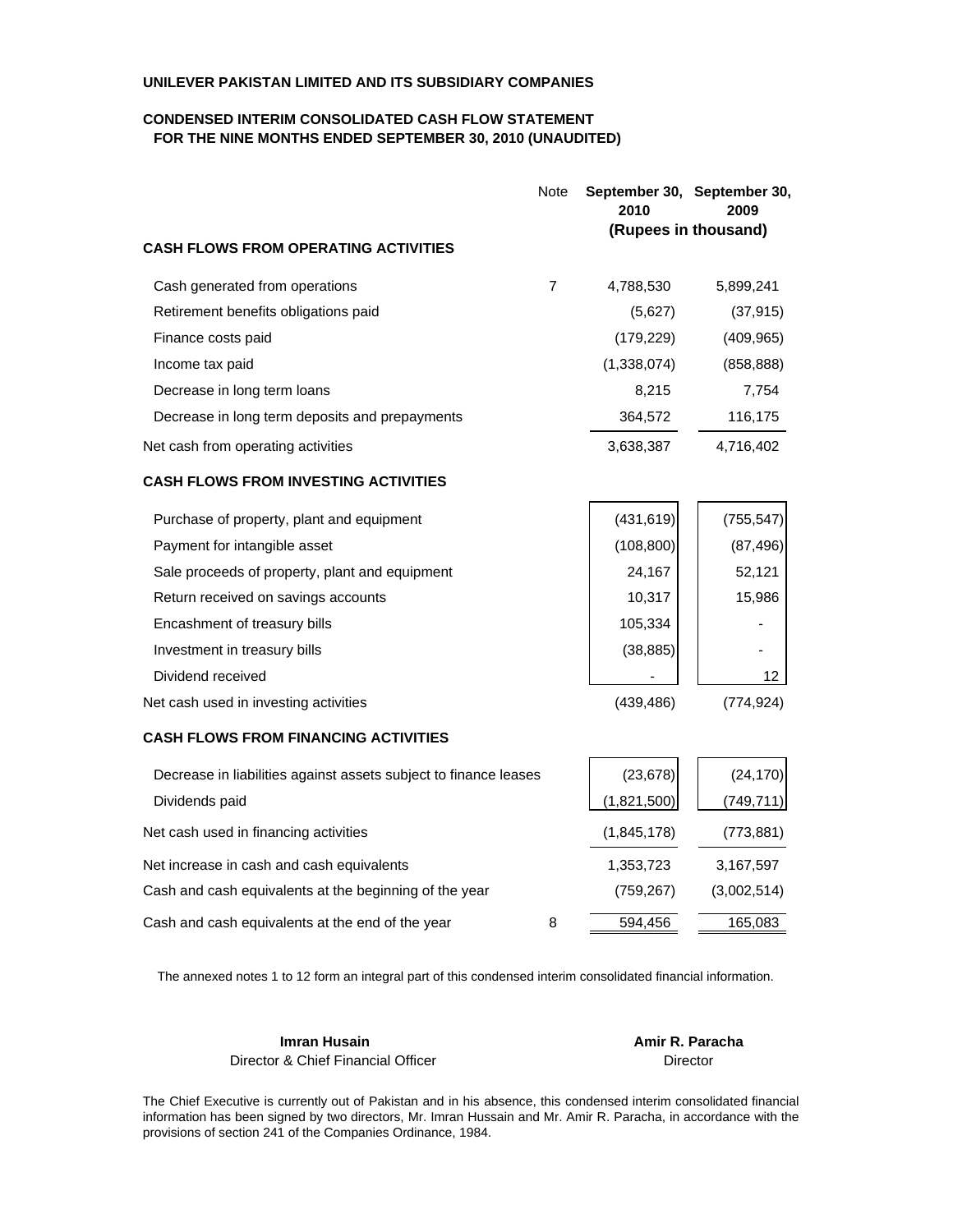**UNILEVER PAKISTAN LIMITED AND ITS SUBSIDIARY COMPANIES**

**CONDENSED INTERIM CONSOLIDATED CASH FLOW STATEMENT**
**FOR THE NINE MONTHS ENDED SEPTEMBER 30, 2010 (UNAUDITED)**

| | Note | September 30, 2010 | September 30, 2009 |
|---|---|---|---|
| | | (Rupees in thousand) | |
| **CASH FLOWS FROM OPERATING ACTIVITIES** | | | |
| Cash generated from operations | 7 | 4,788,530 | 5,899,241 |
| Retirement benefits obligations paid | | (5,627) | (37,915) |
| Finance costs paid | | (179,229) | (409,965) |
| Income tax paid | | (1,338,074) | (858,888) |
| Decrease in long term loans | | 8,215 | 7,754 |
| Decrease in long term deposits and prepayments | | 364,572 | 116,175 |
| Net cash from operating activities | | 3,638,387 | 4,716,402 |
| **CASH FLOWS FROM INVESTING ACTIVITIES** | | | |
| Purchase of property, plant and equipment | | (431,619) | (755,547) |
| Payment for intangible asset | | (108,800) | (87,496) |
| Sale proceeds of property, plant and equipment | | 24,167 | 52,121 |
| Return received on savings accounts | | 10,317 | 15,986 |
| Encashment of treasury bills | | 105,334 | - |
| Investment in treasury bills | | (38,885) | - |
| Dividend received | | - | 12 |
| Net cash used in investing activities | | (439,486) | (774,924) |
| **CASH FLOWS FROM FINANCING ACTIVITIES** | | | |
| Decrease in liabilities against assets subject to finance leases | | (23,678) | (24,170) |
| Dividends paid | | (1,821,500) | (749,711) |
| Net cash used in financing activities | | (1,845,178) | (773,881) |
| Net increase in cash and cash equivalents | | 1,353,723 | 3,167,597 |
| Cash and cash equivalents at the beginning of the year | | (759,267) | (3,002,514) |
| Cash and cash equivalents at the end of the year | 8 | 594,456 | 165,083 |

The annexed notes 1 to 12 form an integral part of this condensed interim consolidated financial information.

**Imran Husain**
Director & Chief Financial Officer

**Amir R. Paracha**
Director

The Chief Executive is currently out of Pakistan and in his absence, this condensed interim consolidated financial information has been signed by two directors, Mr. Imran Hussain and Mr. Amir R. Paracha, in accordance with the provisions of section 241 of the Companies Ordinance, 1984.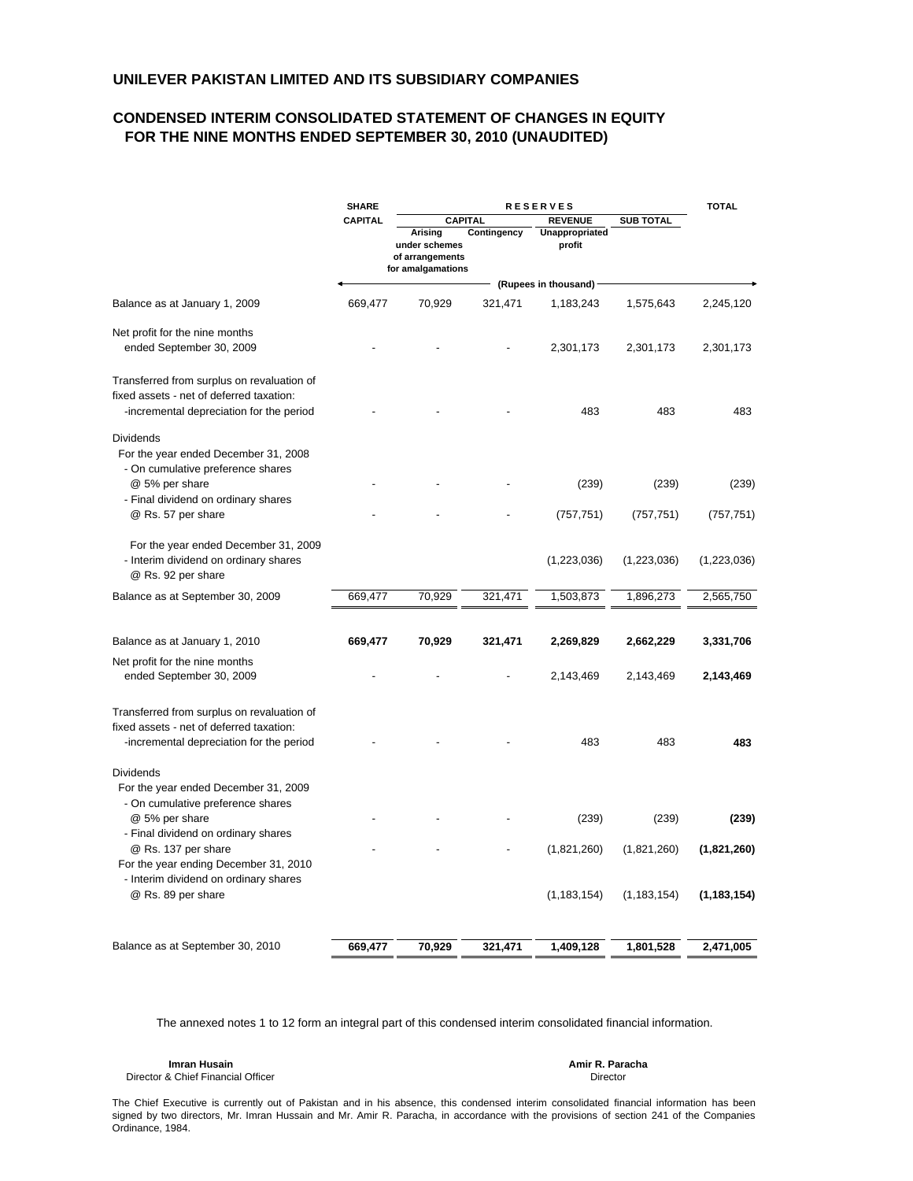## UNILEVER PAKISTAN LIMITED AND ITS SUBSIDIARY COMPANIES

## CONDENSED INTERIM CONSOLIDATED STATEMENT OF CHANGES IN EQUITY FOR THE NINE MONTHS ENDED SEPTEMBER 30, 2010 (UNAUDITED)

| | SHARE CAPITAL | RESERVES | | | | TOTAL |
|---|---|---|---|---|---|---|
| | | CAPITAL | | REVENUE | SUB TOTAL | |
| | | Arising under schemes of arrangements for amalgamations | Contingency | Unappropriated profit | | |
| | (Rupees in thousand) | | | | | |
| Balance as at January 1, 2009 | 669,477 | 70,929 | 321,471 | 1,183,243 | 1,575,643 | 2,245,120 |
| Net profit for the nine months ended September 30, 2009 | - | - | - | 2,301,173 | 2,301,173 | 2,301,173 |
| Transferred from surplus on revaluation of fixed assets - net of deferred taxation: -incremental depreciation for the period | - | - | - | 483 | 483 | 483 |
| Dividends | | | | | | |
| For the year ended December 31, 2008 | | | | | | |
| - On cumulative preference shares @ 5% per share | - | - | - | (239) | (239) | (239) |
| - Final dividend on ordinary shares @ Rs. 57 per share | - | - | - | (757,751) | (757,751) | (757,751) |
| For the year ended December 31, 2009 | | | | | | |
| - Interim dividend on ordinary shares @ Rs. 92 per share | | | | (1,223,036) | (1,223,036) | (1,223,036) |
| Balance as at September 30, 2009 | 669,477 | 70,929 | 321,471 | 1,503,873 | 1,896,273 | 2,565,750 |
| **Balance as at January 1, 2010** | **669,477** | **70,929** | **321,471** | **2,269,829** | **2,662,229** | **3,331,706** |
| Net profit for the nine months ended September 30, 2009 | - | - | - | 2,143,469 | 2,143,469 | **2,143,469** |
| Transferred from surplus on revaluation of fixed assets - net of deferred taxation: -incremental depreciation for the period | - | - | - | 483 | 483 | **483** |
| Dividends | | | | | | |
| For the year ended December 31, 2009 | | | | | | |
| - On cumulative preference shares @ 5% per share | - | - | - | (239) | (239) | **(239)** |
| - Final dividend on ordinary shares @ Rs. 137 per share | - | - | - | (1,821,260) | (1,821,260) | **(1,821,260)** |
| For the year ending December 31, 2010 | | | | | | |
| - Interim dividend on ordinary shares @ Rs. 89 per share | | | | (1,183,154) | (1,183,154) | **(1,183,154)** |
| Balance as at September 30, 2010 | **669,477** | **70,929** | **321,471** | **1,409,128** | **1,801,528** | **2,471,005** |

The annexed notes 1 to 12 form an integral part of this condensed interim consolidated financial information.

**Imran Husain**
Director & Chief Financial Officer

**Amir R. Paracha**
Director

The Chief Executive is currently out of Pakistan and in his absence, this condensed interim consolidated financial information has been signed by two directors, Mr. Imran Hussain and Mr. Amir R. Paracha, in accordance with the provisions of section 241 of the Companies Ordinance, 1984.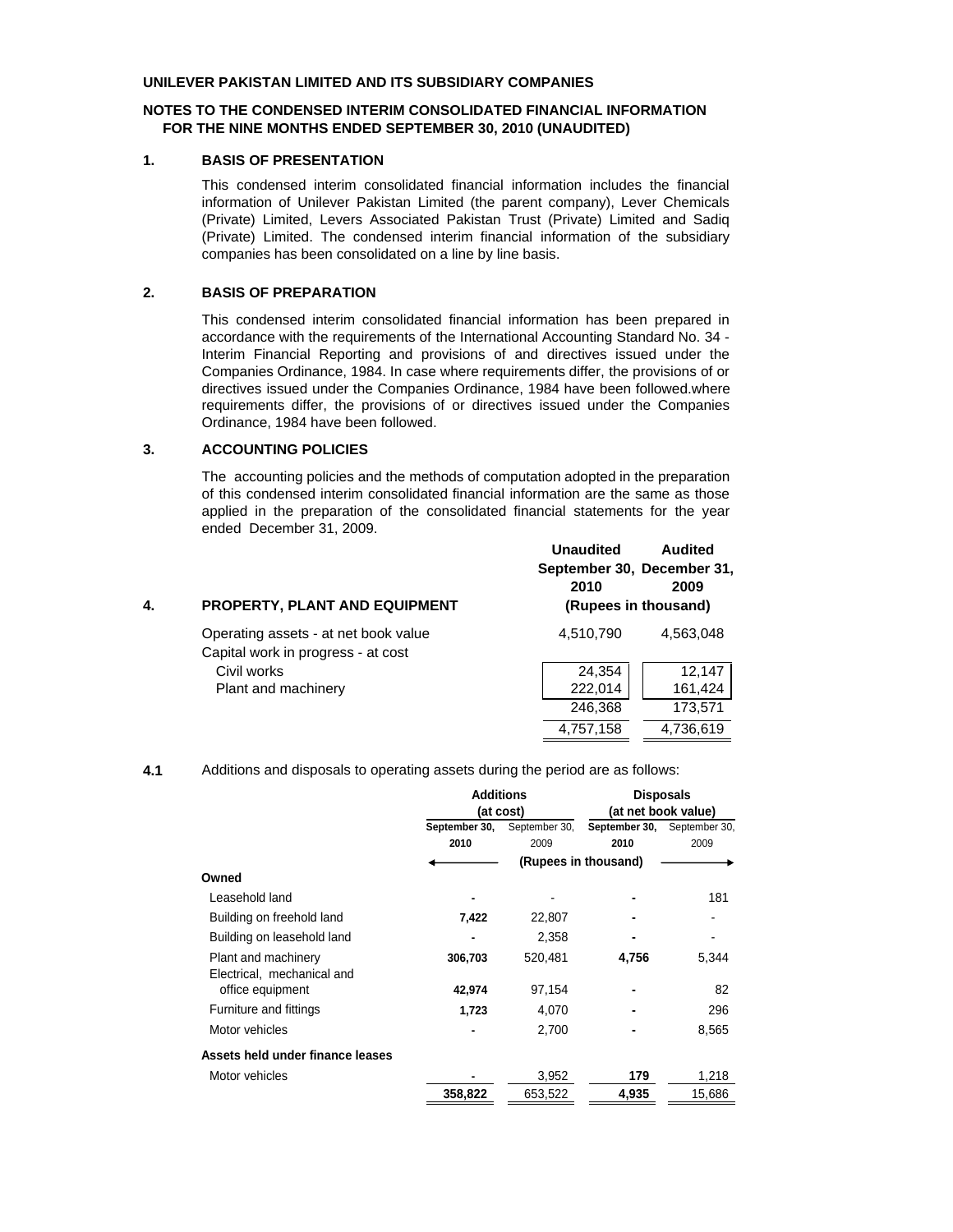**UNILEVER PAKISTAN LIMITED AND ITS SUBSIDIARY COMPANIES**

**NOTES TO THE CONDENSED INTERIM CONSOLIDATED FINANCIAL INFORMATION FOR THE NINE MONTHS ENDED SEPTEMBER 30, 2010 (UNAUDITED)**

## 1. BASIS OF PRESENTATION

This condensed interim consolidated financial information includes the financial information of Unilever Pakistan Limited (the parent company), Lever Chemicals (Private) Limited, Levers Associated Pakistan Trust (Private) Limited and Sadiq (Private) Limited. The condensed interim financial information of the subsidiary companies has been consolidated on a line by line basis.

## 2. BASIS OF PREPARATION

This condensed interim consolidated financial information has been prepared in accordance with the requirements of the International Accounting Standard No. 34 - Interim Financial Reporting and provisions of and directives issued under the Companies Ordinance, 1984. In case where requirements differ, the provisions of or directives issued under the Companies Ordinance, 1984 have been followed.where requirements differ, the provisions of or directives issued under the Companies Ordinance, 1984 have been followed.

## 3. ACCOUNTING POLICIES

The accounting policies and the methods of computation adopted in the preparation of this condensed interim consolidated financial information are the same as those applied in the preparation of the consolidated financial statements for the year ended December 31, 2009.

## 4. PROPERTY, PLANT AND EQUIPMENT

| | Unaudited September 30, 2010 | Audited December 31, 2009 |
|---|---|---|
| | (Rupees in thousand) | |
| Operating assets - at net book value | 4,510,790 | 4,563,048 |
| Capital work in progress - at cost | | |
| Civil works | 24,354 | 12,147 |
| Plant and machinery | 222,014 | 161,424 |
| | 246,368 | 173,571 |
| | 4,757,158 | 4,736,619 |

**4.1** Additions and disposals to operating assets during the period are as follows:

| | Additions (at cost) | | Disposals (at net book value) | |
|---|---|---|---|---|
| | September 30, 2010 | September 30, 2009 | September 30, 2010 | September 30, 2009 |
| | (Rupees in thousand) | | | |
| **Owned** | | | | |
| Leasehold land | - | - | - | 181 |
| Building on freehold land | 7,422 | 22,807 | - | - |
| Building on leasehold land | - | 2,358 | - | - |
| Plant and machinery | 306,703 | 520,481 | 4,756 | 5,344 |
| Electrical, mechanical and office equipment | 42,974 | 97,154 | - | 82 |
| Furniture and fittings | 1,723 | 4,070 | - | 296 |
| Motor vehicles | - | 2,700 | - | 8,565 |
| **Assets held under finance leases** | | | | |
| Motor vehicles | - | 3,952 | 179 | 1,218 |
| | 358,822 | 653,522 | 4,935 | 15,686 |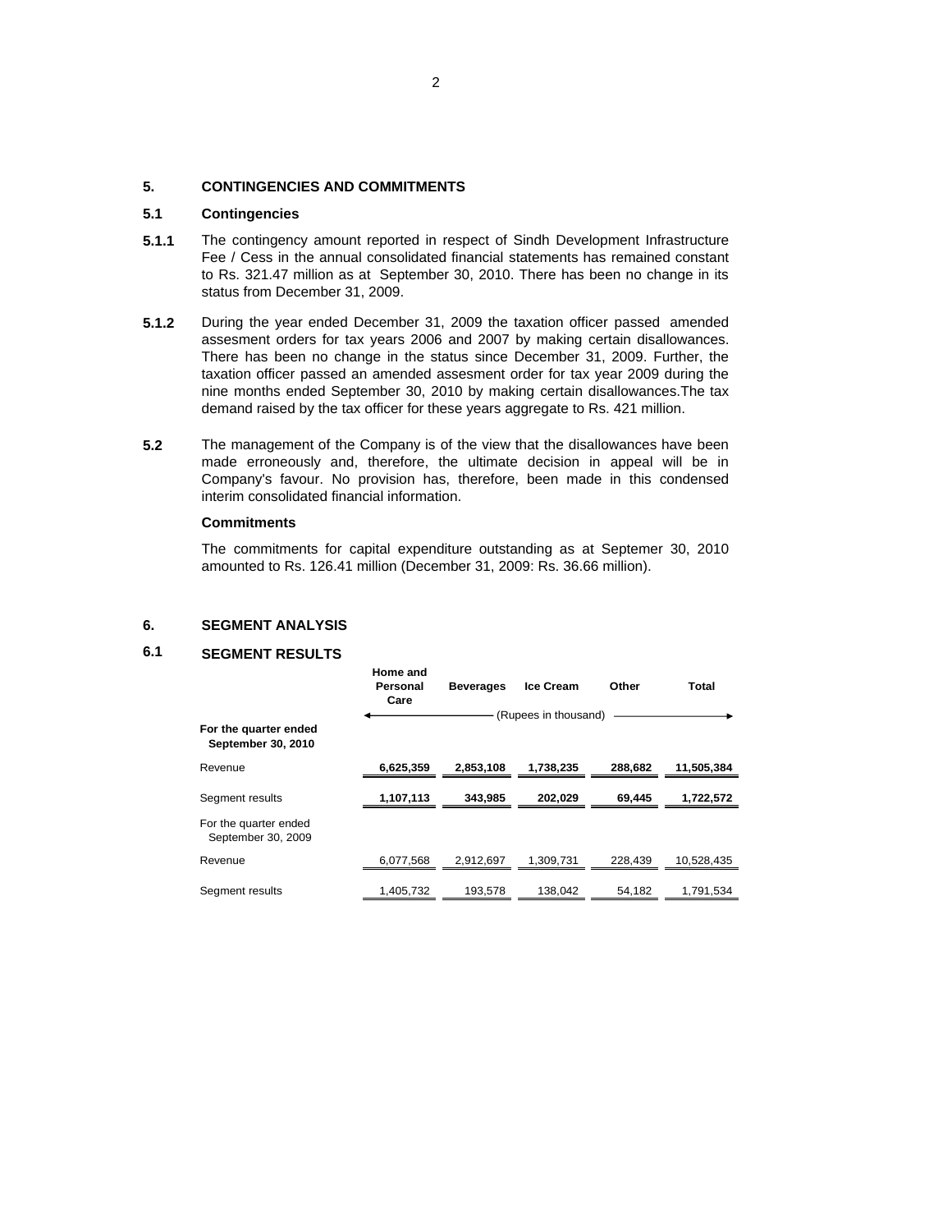## 5. CONTINGENCIES AND COMMITMENTS

### 5.1 Contingencies

**5.1.1** The contingency amount reported in respect of Sindh Development Infrastructure Fee / Cess in the annual consolidated financial statements has remained constant to Rs. 321.47 million as at September 30, 2010. There has been no change in its status from December 31, 2009.

**5.1.2** During the year ended December 31, 2009 the taxation officer passed amended assesment orders for tax years 2006 and 2007 by making certain disallowances. There has been no change in the status since December 31, 2009. Further, the taxation officer passed an amended assesment order for tax year 2009 during the nine months ended September 30, 2010 by making certain disallowances.The tax demand raised by the tax officer for these years aggregate to Rs. 421 million.

**5.2** The management of the Company is of the view that the disallowances have been made erroneously and, therefore, the ultimate decision in appeal will be in Company's favour. No provision has, therefore, been made in this condensed interim consolidated financial information.

**Commitments**

The commitments for capital expenditure outstanding as at Septemer 30, 2010 amounted to Rs. 126.41 million (December 31, 2009: Rs. 36.66 million).

## 6. SEGMENT ANALYSIS

### 6.1 SEGMENT RESULTS

| | Home and Personal Care | Beverages | Ice Cream | Other | Total |
|---|---|---|---|---|---|
| | (Rupees in thousand) | | | | |
| **For the quarter ended September 30, 2010** | | | | | |
| Revenue | **6,625,359** | **2,853,108** | **1,738,235** | **288,682** | **11,505,384** |
| Segment results | **1,107,113** | **343,985** | **202,029** | **69,445** | **1,722,572** |
| For the quarter ended September 30, 2009 | | | | | |
| Revenue | 6,077,568 | 2,912,697 | 1,309,731 | 228,439 | 10,528,435 |
| Segment results | 1,405,732 | 193,578 | 138,042 | 54,182 | 1,791,534 |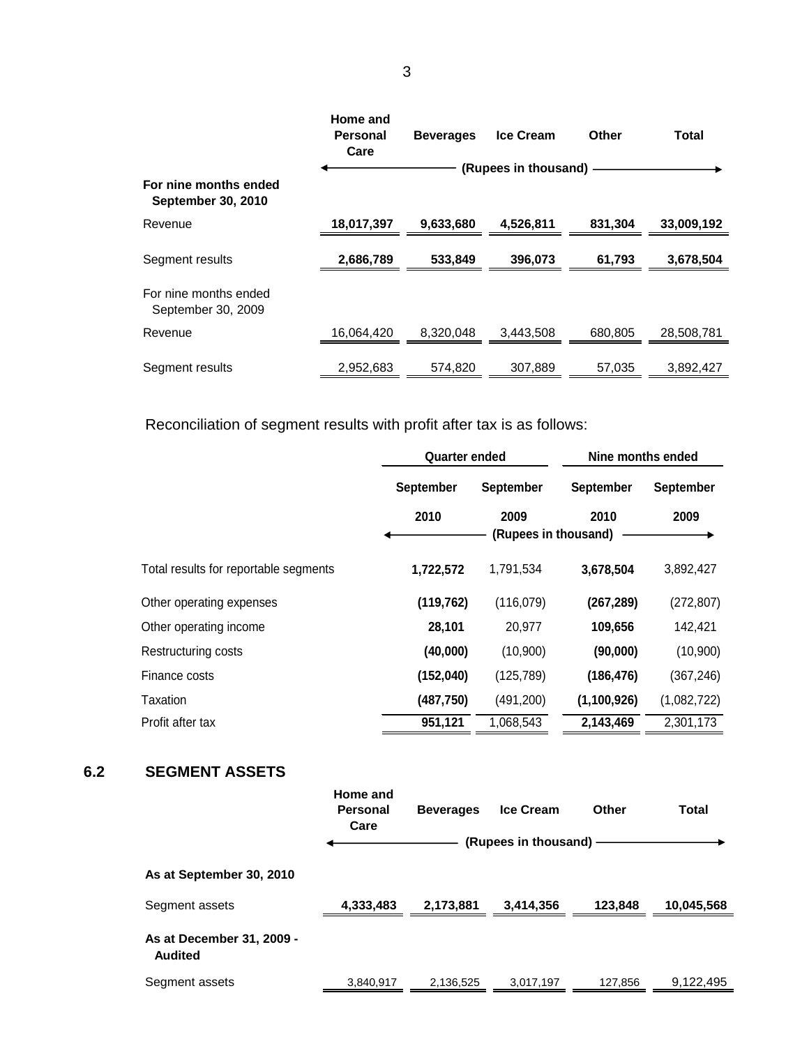| | Home and Personal Care | Beverages | Ice Cream | Other | Total |
|---|---|---|---|---|---|
| | (Rupees in thousand) | | | | |
| **For nine months ended September 30, 2010** | | | | | |
| Revenue | **18,017,397** | **9,633,680** | **4,526,811** | **831,304** | **33,009,192** |
| Segment results | **2,686,789** | **533,849** | **396,073** | **61,793** | **3,678,504** |
| For nine months ended September 30, 2009 | | | | | |
| Revenue | 16,064,420 | 8,320,048 | 3,443,508 | 680,805 | 28,508,781 |
| Segment results | 2,952,683 | 574,820 | 307,889 | 57,035 | 3,892,427 |

Reconciliation of segment results with profit after tax is as follows:

| | Quarter ended | | Nine months ended | |
|---|---|---|---|---|
| | September 2010 | September 2009 | September 2010 | September 2009 |
| | (Rupees in thousand) | | | |
| Total results for reportable segments | **1,722,572** | 1,791,534 | **3,678,504** | 3,892,427 |
| Other operating expenses | **(119,762)** | (116,079) | **(267,289)** | (272,807) |
| Other operating income | **28,101** | 20,977 | **109,656** | 142,421 |
| Restructuring costs | **(40,000)** | (10,900) | **(90,000)** | (10,900) |
| Finance costs | **(152,040)** | (125,789) | **(186,476)** | (367,246) |
| Taxation | **(487,750)** | (491,200) | **(1,100,926)** | (1,082,722) |
| Profit after tax | **951,121** | 1,068,543 | **2,143,469** | 2,301,173 |

## 6.2 SEGMENT ASSETS

| | Home and Personal Care | Beverages | Ice Cream | Other | Total |
|---|---|---|---|---|---|
| | (Rupees in thousand) | | | | |
| **As at September 30, 2010** | | | | | |
| Segment assets | **4,333,483** | **2,173,881** | **3,414,356** | **123,848** | **10,045,568** |
| **As at December 31, 2009 - Audited** | | | | | |
| Segment assets | 3,840,917 | 2,136,525 | 3,017,197 | 127,856 | 9,122,495 |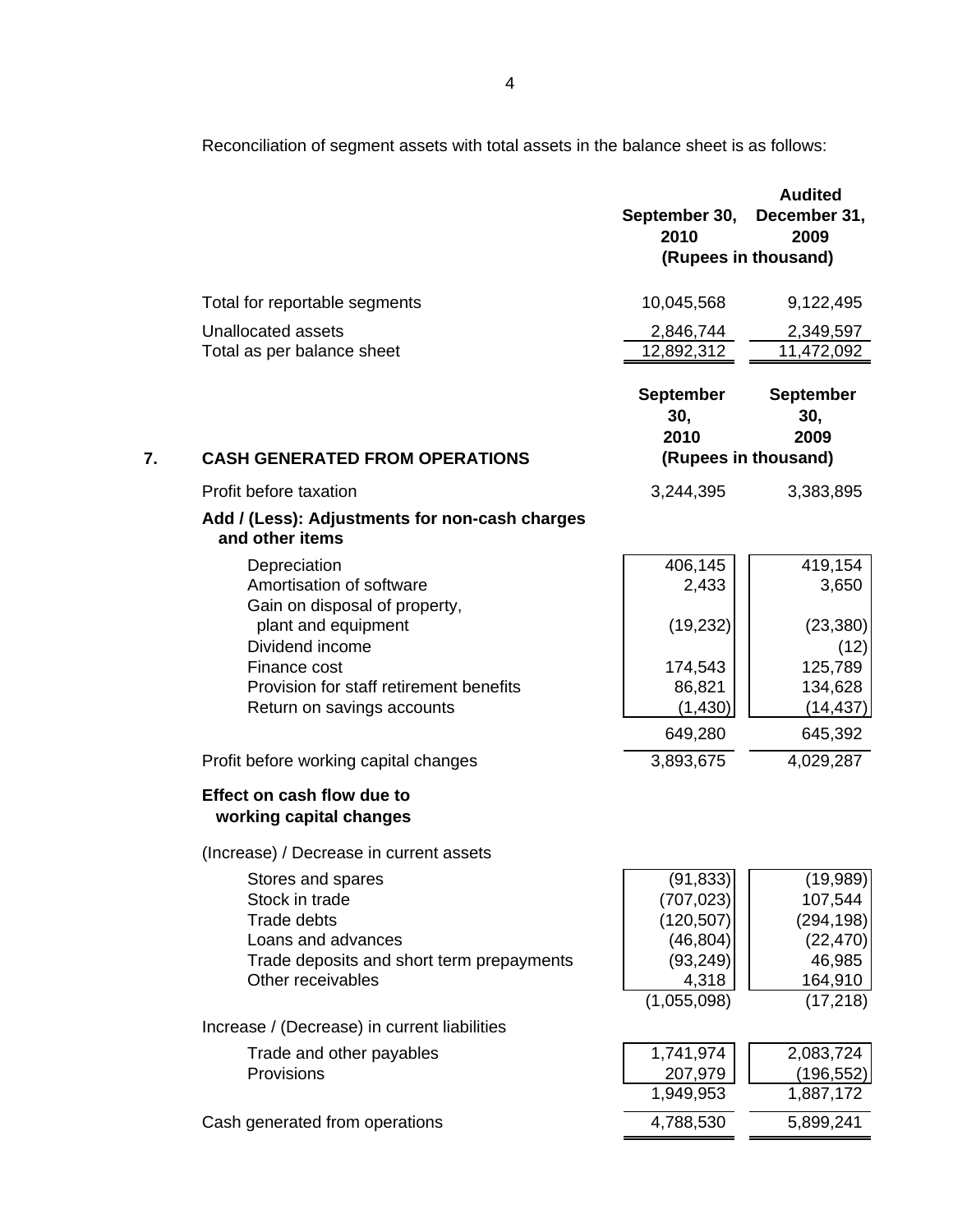Reconciliation of segment assets with total assets in the balance sheet is as follows:

| | September 30, 2010 | Audited December 31, 2009 |
|---|---|---|
| | (Rupees in thousand) | |
| Total for reportable segments | 10,045,568 | 9,122,495 |
| Unallocated assets | 2,846,744 | 2,349,597 |
| Total as per balance sheet | 12,892,312 | 11,472,092 |

## 7. CASH GENERATED FROM OPERATIONS

| | September 30, 2010 | September 30, 2009 |
|---|---|---|
| | (Rupees in thousand) | |
| Profit before taxation | 3,244,395 | 3,383,895 |
| **Add / (Less): Adjustments for non-cash charges and other items** | | |
| Depreciation | 406,145 | 419,154 |
| Amortisation of software | 2,433 | 3,650 |
| Gain on disposal of property, plant and equipment | (19,232) | (23,380) |
| Dividend income | | (12) |
| Finance cost | 174,543 | 125,789 |
| Provision for staff retirement benefits | 86,821 | 134,628 |
| Return on savings accounts | (1,430) | (14,437) |
| | 649,280 | 645,392 |
| Profit before working capital changes | 3,893,675 | 4,029,287 |
| **Effect on cash flow due to working capital changes** | | |
| (Increase) / Decrease in current assets | | |
| Stores and spares | (91,833) | (19,989) |
| Stock in trade | (707,023) | 107,544 |
| Trade debts | (120,507) | (294,198) |
| Loans and advances | (46,804) | (22,470) |
| Trade deposits and short term prepayments | (93,249) | 46,985 |
| Other receivables | 4,318 | 164,910 |
| | (1,055,098) | (17,218) |
| Increase / (Decrease) in current liabilities | | |
| Trade and other payables | 1,741,974 | 2,083,724 |
| Provisions | 207,979 | (196,552) |
| | 1,949,953 | 1,887,172 |
| Cash generated from operations | 4,788,530 | 5,899,241 |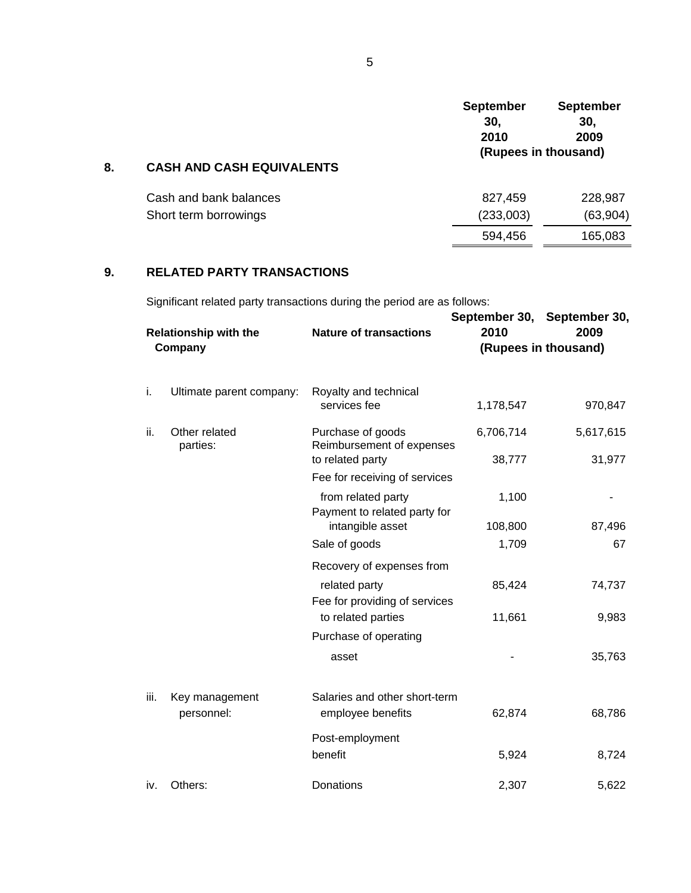## 8. CASH AND CASH EQUIVALENTS

| | September 30, 2010 | September 30, 2009 |
|---|---|---|
| | (Rupees in thousand) | |
| Cash and bank balances | 827,459 | 228,987 |
| Short term borrowings | (233,003) | (63,904) |
| | 594,456 | 165,083 |

## 9. RELATED PARTY TRANSACTIONS

Significant related party transactions during the period are as follows:

| Relationship with the Company | Nature of transactions | September 30, 2010 | September 30, 2009 |
|---|---|---|---|
| | | (Rupees in thousand) | |
| i. Ultimate parent company: | Royalty and technical services fee | 1,178,547 | 970,847 |
| ii. Other related parties: | Purchase of goods | 6,706,714 | 5,617,615 |
| | Reimbursement of expenses to related party | 38,777 | 31,977 |
| | Fee for receiving of services from related party | 1,100 | - |
| | Payment to related party for intangible asset | 108,800 | 87,496 |
| | Sale of goods | 1,709 | 67 |
| | Recovery of expenses from related party | 85,424 | 74,737 |
| | Fee for providing of services to related parties | 11,661 | 9,983 |
| | Purchase of operating asset | - | 35,763 |
| iii. Key management personnel: | Salaries and other short-term employee benefits | 62,874 | 68,786 |
| | Post-employment benefit | 5,924 | 8,724 |
| iv. Others: | Donations | 2,307 | 5,622 |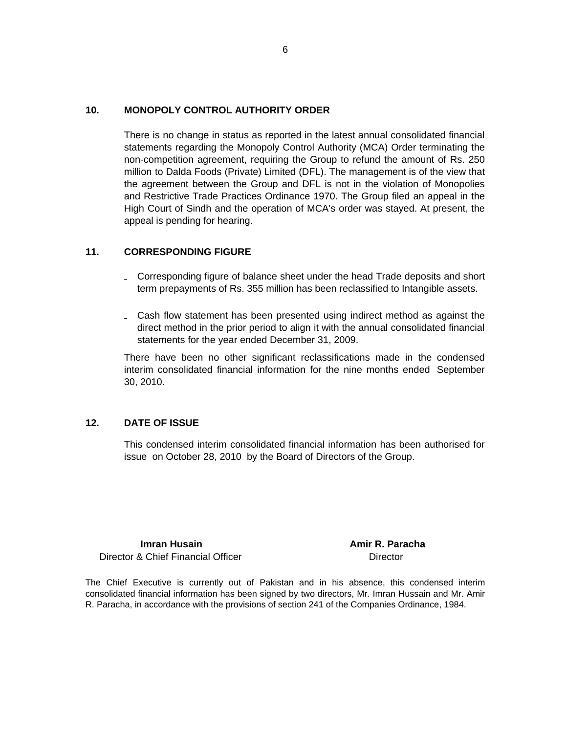## 10. MONOPOLY CONTROL AUTHORITY ORDER

There is no change in status as reported in the latest annual consolidated financial statements regarding the Monopoly Control Authority (MCA) Order terminating the non-competition agreement, requiring the Group to refund the amount of Rs. 250 million to Dalda Foods (Private) Limited (DFL). The management is of the view that the agreement between the Group and DFL is not in the violation of Monopolies and Restrictive Trade Practices Ordinance 1970. The Group filed an appeal in the High Court of Sindh and the operation of MCA's order was stayed. At present, the appeal is pending for hearing.

## 11. CORRESPONDING FIGURE

- Corresponding figure of balance sheet under the head Trade deposits and short term prepayments of Rs. 355 million has been reclassified to Intangible assets.

- Cash flow statement has been presented using indirect method as against the direct method in the prior period to align it with the annual consolidated financial statements for the year ended December 31, 2009.

There have been no other significant reclassifications made in the condensed interim consolidated financial information for the nine months ended September 30, 2010.

## 12. DATE OF ISSUE

This condensed interim consolidated financial information has been authorised for issue on October 28, 2010 by the Board of Directors of the Group.

**Imran Husain**
Director & Chief Financial Officer

**Amir R. Paracha**
Director

The Chief Executive is currently out of Pakistan and in his absence, this condensed interim consolidated financial information has been signed by two directors, Mr. Imran Hussain and Mr. Amir R. Paracha, in accordance with the provisions of section 241 of the Companies Ordinance, 1984.